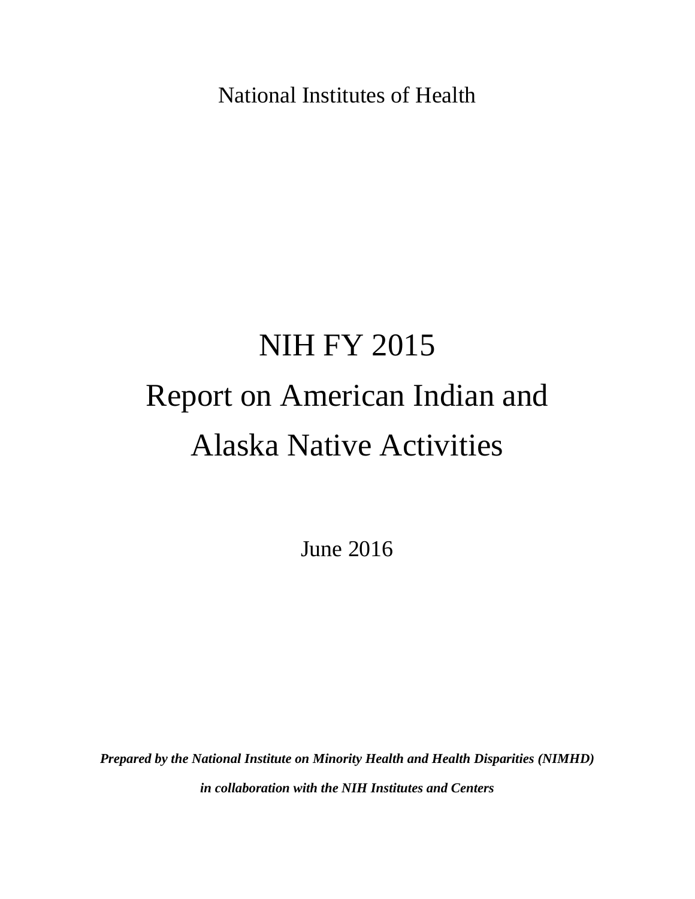National Institutes of Health

# NIH FY 2015 Report on American Indian and Alaska Native Activities

June 2016

***Prepared by the National Institute on Minority Health and Health Disparities (NIMHD)***

***in collaboration with the NIH Institutes and Centers***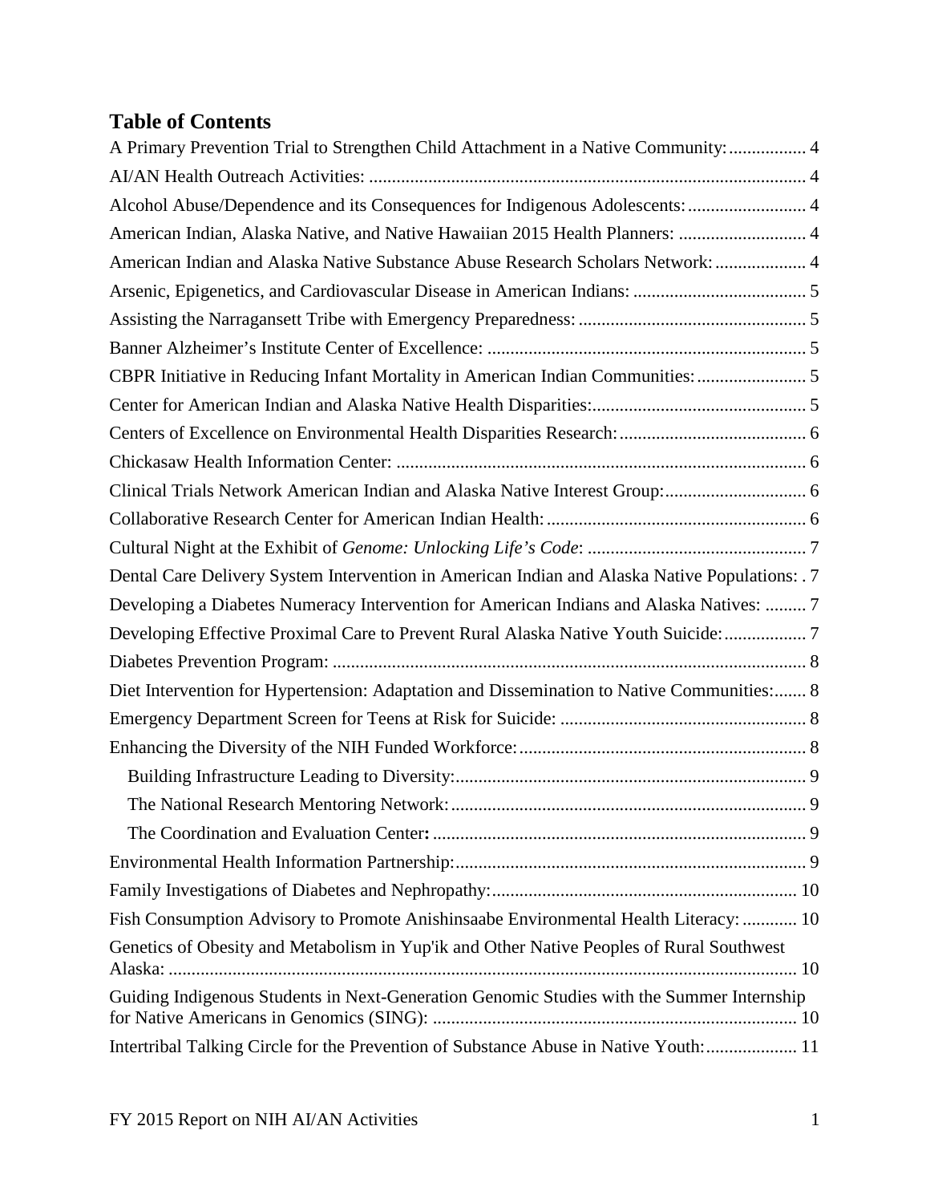# Table of Contents

A Primary Prevention Trial to Strengthen Child Attachment in a Native Community: 4

AI/AN Health Outreach Activities: 4

Alcohol Abuse/Dependence and its Consequences for Indigenous Adolescents: 4

American Indian, Alaska Native, and Native Hawaiian 2015 Health Planners: 4

American Indian and Alaska Native Substance Abuse Research Scholars Network: 4

Arsenic, Epigenetics, and Cardiovascular Disease in American Indians: 5

Assisting the Narragansett Tribe with Emergency Preparedness: 5

Banner Alzheimer's Institute Center of Excellence: 5

CBPR Initiative in Reducing Infant Mortality in American Indian Communities: 5

Center for American Indian and Alaska Native Health Disparities: 5

Centers of Excellence on Environmental Health Disparities Research: 6

Chickasaw Health Information Center: 6

Clinical Trials Network American Indian and Alaska Native Interest Group: 6

Collaborative Research Center for American Indian Health: 6

Cultural Night at the Exhibit of *Genome: Unlocking Life's Code*: 7

Dental Care Delivery System Intervention in American Indian and Alaska Native Populations: 7

Developing a Diabetes Numeracy Intervention for American Indians and Alaska Natives: 7

Developing Effective Proximal Care to Prevent Rural Alaska Native Youth Suicide: 7

Diabetes Prevention Program: 8

Diet Intervention for Hypertension: Adaptation and Dissemination to Native Communities: 8

Emergency Department Screen for Teens at Risk for Suicide: 8

Enhancing the Diversity of the NIH Funded Workforce: 8

- Building Infrastructure Leading to Diversity: 9
- The National Research Mentoring Network: 9
- The Coordination and Evaluation Center: 9

Environmental Health Information Partnership: 9

Family Investigations of Diabetes and Nephropathy: 10

Fish Consumption Advisory to Promote Anishinsaabe Environmental Health Literacy: 10

Genetics of Obesity and Metabolism in Yup'ik and Other Native Peoples of Rural Southwest Alaska: 10

Guiding Indigenous Students in Next-Generation Genomic Studies with the Summer Internship for Native Americans in Genomics (SING): 10

Intertribal Talking Circle for the Prevention of Substance Abuse in Native Youth: 11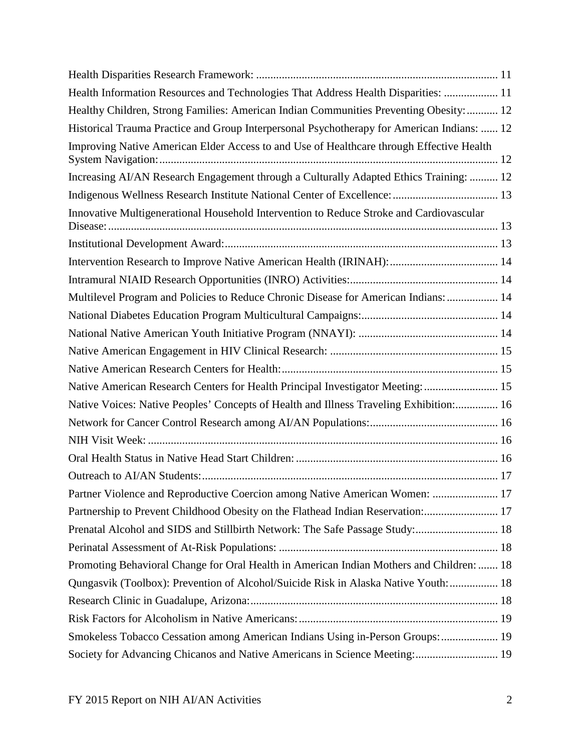Health Disparities Research Framework: .................................................................................... 11

Health Information Resources and Technologies That Address Health Disparities: ................... 11

Healthy Children, Strong Families: American Indian Communities Preventing Obesity: ........... 12

Historical Trauma Practice and Group Interpersonal Psychotherapy for American Indians: ...... 12

Improving Native American Elder Access to and Use of Healthcare through Effective Health System Navigation: ..................................................................................................................... 12

Increasing AI/AN Research Engagement through a Culturally Adapted Ethics Training: .......... 12

Indigenous Wellness Research Institute National Center of Excellence: .................................... 13

Innovative Multigenerational Household Intervention to Reduce Stroke and Cardiovascular Disease: ....................................................................................................................................... 13

Institutional Development Award: .............................................................................................. 13

Intervention Research to Improve Native American Health (IRINAH): ..................................... 14

Intramural NIAID Research Opportunities (INRO) Activities: ................................................... 14

Multilevel Program and Policies to Reduce Chronic Disease for American Indians: ................. 14

National Diabetes Education Program Multicultural Campaigns: ............................................... 14

National Native American Youth Initiative Program (NNAYI): ................................................ 14

Native American Engagement in HIV Clinical Research: .......................................................... 15

Native American Research Centers for Health: ........................................................................... 15

Native American Research Centers for Health Principal Investigator Meeting: ......................... 15

Native Voices: Native Peoples' Concepts of Health and Illness Traveling Exhibition: .............. 16

Network for Cancer Control Research among AI/AN Populations: ............................................ 16

NIH Visit Week: ......................................................................................................................... 16

Oral Health Status in Native Head Start Children: ...................................................................... 16

Outreach to AI/AN Students: ...................................................................................................... 17

Partner Violence and Reproductive Coercion among Native American Women: ...................... 17

Partnership to Prevent Childhood Obesity on the Flathead Indian Reservation: ......................... 17

Prenatal Alcohol and SIDS and Stillbirth Network: The Safe Passage Study: ............................ 18

Perinatal Assessment of At-Risk Populations: ............................................................................ 18

Promoting Behavioral Change for Oral Health in American Indian Mothers and Children: ....... 18

Qungasvik (Toolbox): Prevention of Alcohol/Suicide Risk in Alaska Native Youth: ................. 18

Research Clinic in Guadalupe, Arizona: ...................................................................................... 18

Risk Factors for Alcoholism in Native Americans: ..................................................................... 19

Smokeless Tobacco Cessation among American Indians Using in-Person Groups: .................... 19

Society for Advancing Chicanos and Native Americans in Science Meeting: ............................ 19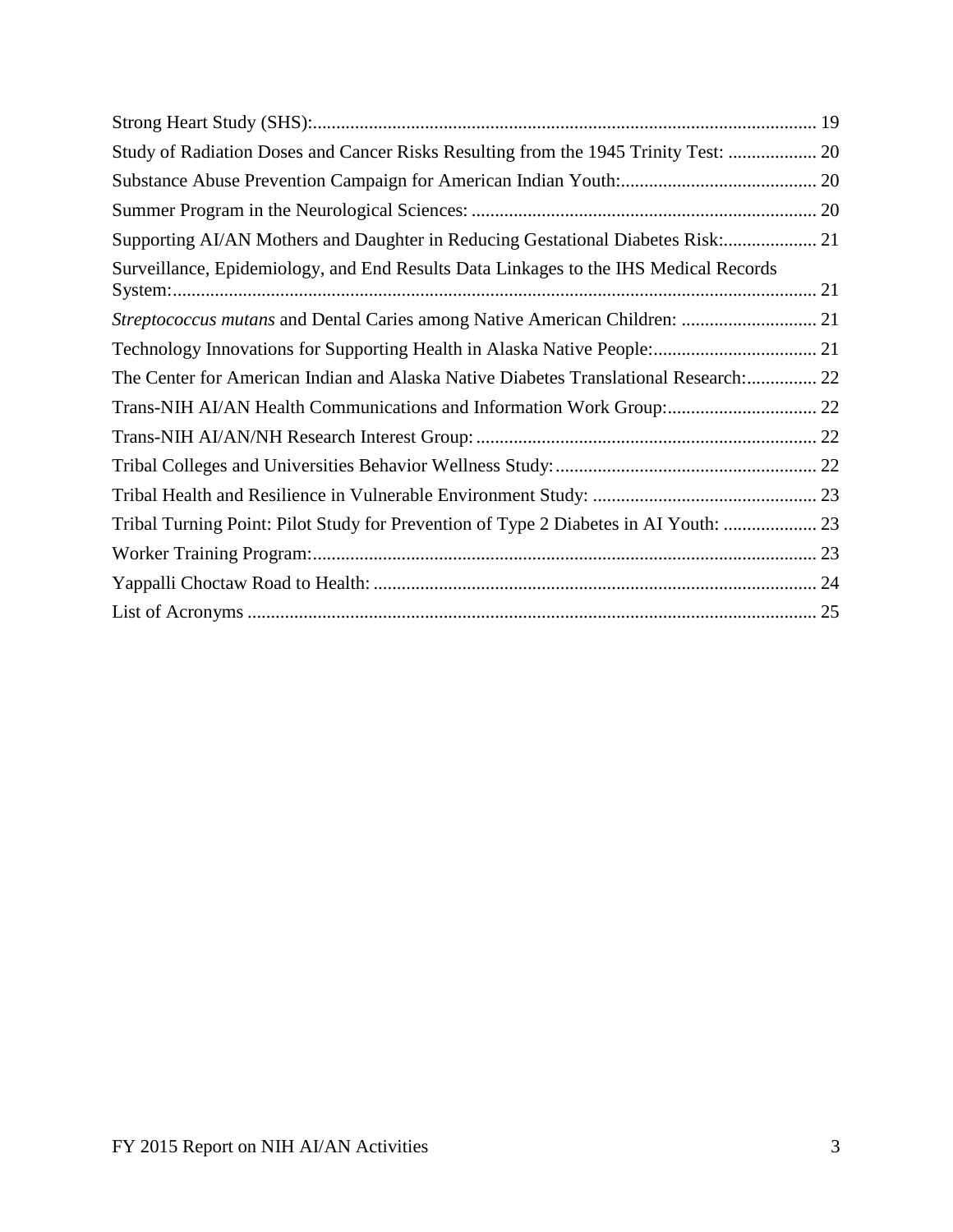Strong Heart Study (SHS):........................................................................................................... 19

Study of Radiation Doses and Cancer Risks Resulting from the 1945 Trinity Test: ................... 20

Substance Abuse Prevention Campaign for American Indian Youth:.......................................... 20

Summer Program in the Neurological Sciences: .......................................................................... 20

Supporting AI/AN Mothers and Daughter in Reducing Gestational Diabetes Risk:.................... 21

Surveillance, Epidemiology, and End Results Data Linkages to the IHS Medical Records System:........................................................................................................................................ 21

*Streptococcus mutans* and Dental Caries among Native American Children: ............................. 21

Technology Innovations for Supporting Health in Alaska Native People:................................... 21

The Center for American Indian and Alaska Native Diabetes Translational Research:............... 22

Trans-NIH AI/AN Health Communications and Information Work Group:................................ 22

Trans-NIH AI/AN/NH Research Interest Group:......................................................................... 22

Tribal Colleges and Universities Behavior Wellness Study:........................................................ 22

Tribal Health and Resilience in Vulnerable Environment Study: ................................................ 23

Tribal Turning Point: Pilot Study for Prevention of Type 2 Diabetes in AI Youth: .................... 23

Worker Training Program:........................................................................................................... 23

Yappalli Choctaw Road to Health: .............................................................................................. 24

List of Acronyms ......................................................................................................................... 25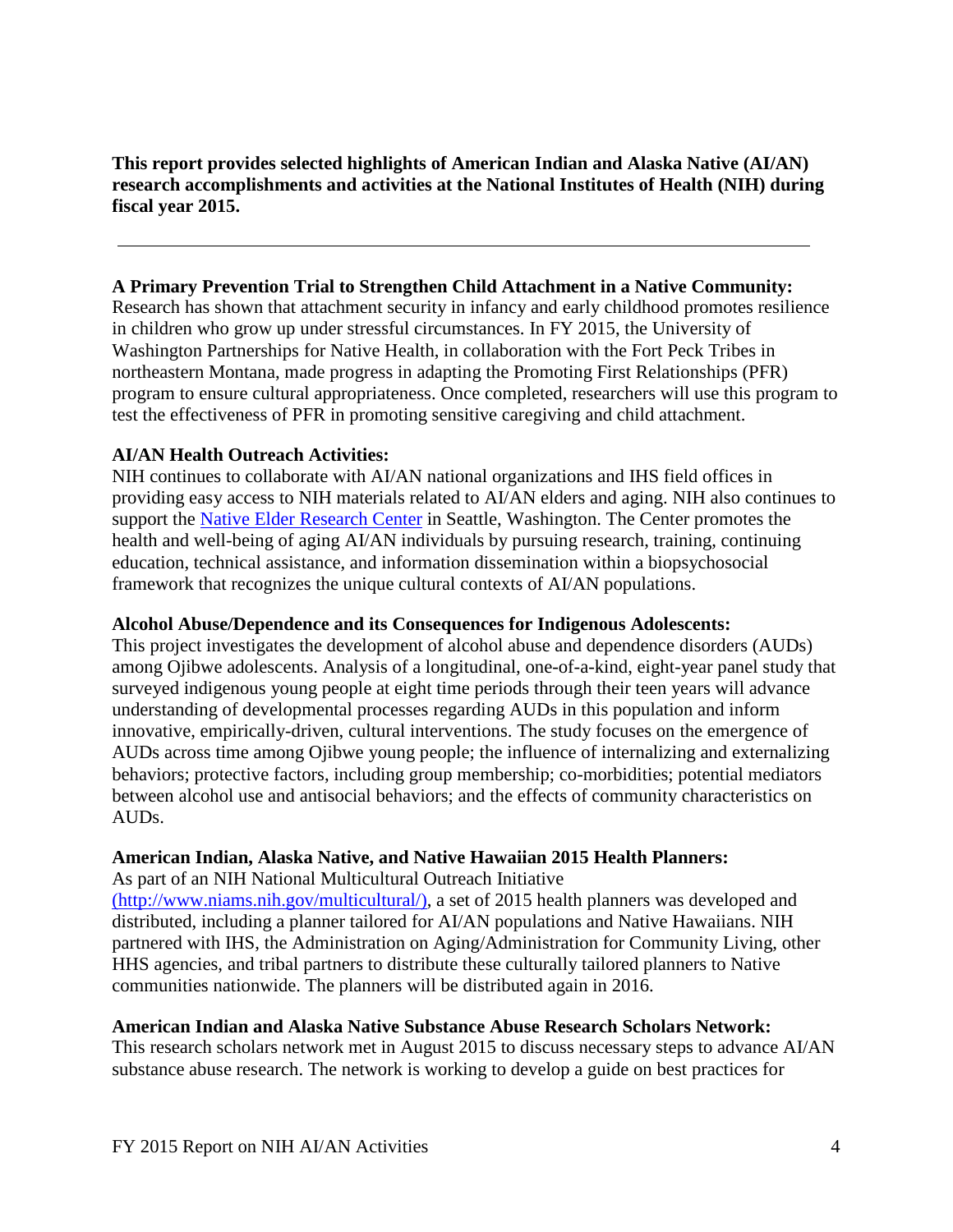**This report provides selected highlights of American Indian and Alaska Native (AI/AN) research accomplishments and activities at the National Institutes of Health (NIH) during fiscal year 2015.**

---

**A Primary Prevention Trial to Strengthen Child Attachment in a Native Community:**
Research has shown that attachment security in infancy and early childhood promotes resilience in children who grow up under stressful circumstances. In FY 2015, the University of Washington Partnerships for Native Health, in collaboration with the Fort Peck Tribes in northeastern Montana, made progress in adapting the Promoting First Relationships (PFR) program to ensure cultural appropriateness. Once completed, researchers will use this program to test the effectiveness of PFR in promoting sensitive caregiving and child attachment.

**AI/AN Health Outreach Activities:**
NIH continues to collaborate with AI/AN national organizations and IHS field offices in providing easy access to NIH materials related to AI/AN elders and aging. NIH also continues to support the Native Elder Research Center in Seattle, Washington. The Center promotes the health and well-being of aging AI/AN individuals by pursuing research, training, continuing education, technical assistance, and information dissemination within a biopsychosocial framework that recognizes the unique cultural contexts of AI/AN populations.

**Alcohol Abuse/Dependence and its Consequences for Indigenous Adolescents:**
This project investigates the development of alcohol abuse and dependence disorders (AUDs) among Ojibwe adolescents. Analysis of a longitudinal, one-of-a-kind, eight-year panel study that surveyed indigenous young people at eight time periods through their teen years will advance understanding of developmental processes regarding AUDs in this population and inform innovative, empirically-driven, cultural interventions. The study focuses on the emergence of AUDs across time among Ojibwe young people; the influence of internalizing and externalizing behaviors; protective factors, including group membership; co-morbidities; potential mediators between alcohol use and antisocial behaviors; and the effects of community characteristics on AUDs.

**American Indian, Alaska Native, and Native Hawaiian 2015 Health Planners:**
As part of an NIH National Multicultural Outreach Initiative (http://www.niams.nih.gov/multicultural/), a set of 2015 health planners was developed and distributed, including a planner tailored for AI/AN populations and Native Hawaiians. NIH partnered with IHS, the Administration on Aging/Administration for Community Living, other HHS agencies, and tribal partners to distribute these culturally tailored planners to Native communities nationwide. The planners will be distributed again in 2016.

**American Indian and Alaska Native Substance Abuse Research Scholars Network:**
This research scholars network met in August 2015 to discuss necessary steps to advance AI/AN substance abuse research. The network is working to develop a guide on best practices for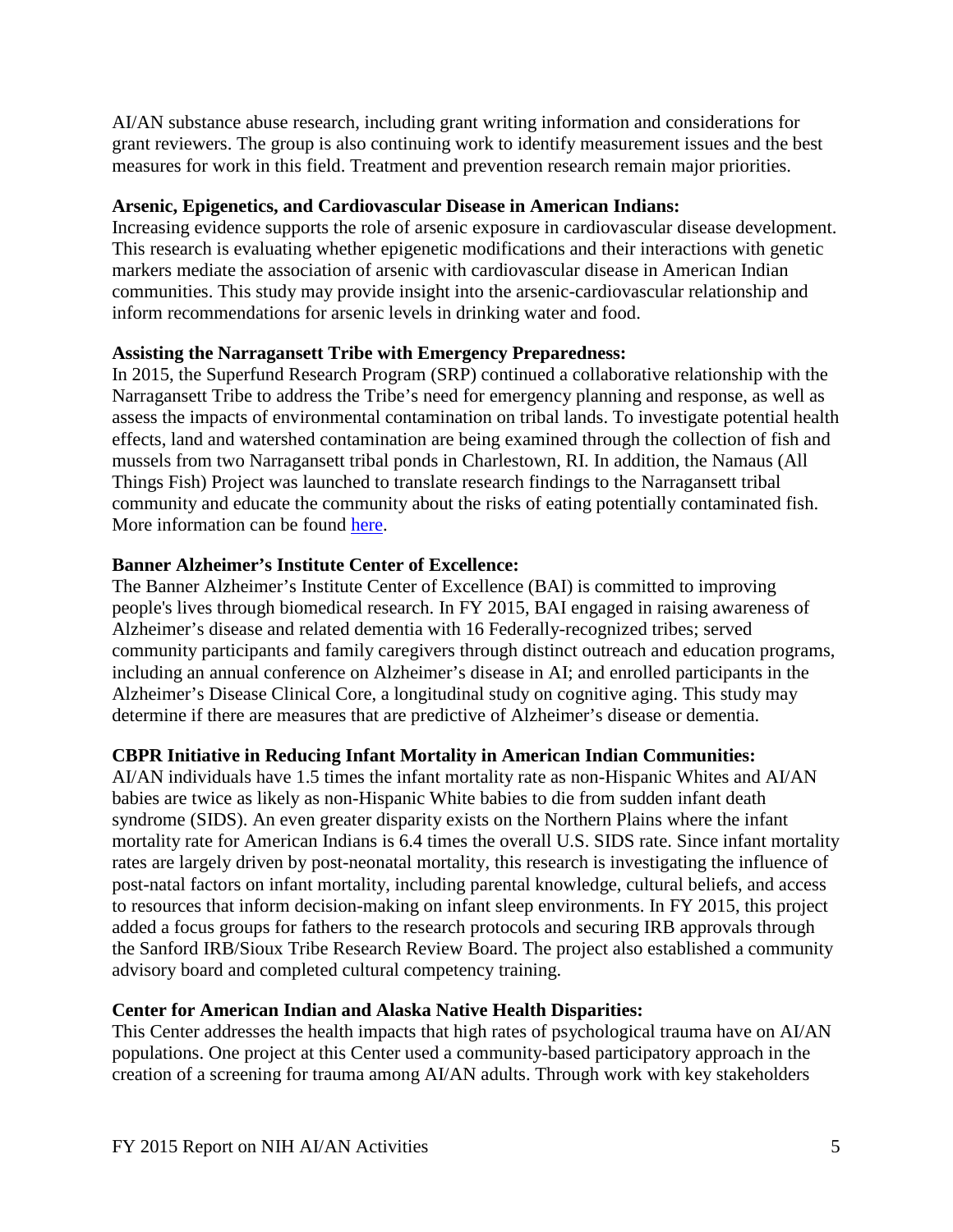AI/AN substance abuse research, including grant writing information and considerations for grant reviewers. The group is also continuing work to identify measurement issues and the best measures for work in this field. Treatment and prevention research remain major priorities.

**Arsenic, Epigenetics, and Cardiovascular Disease in American Indians:**
Increasing evidence supports the role of arsenic exposure in cardiovascular disease development. This research is evaluating whether epigenetic modifications and their interactions with genetic markers mediate the association of arsenic with cardiovascular disease in American Indian communities. This study may provide insight into the arsenic-cardiovascular relationship and inform recommendations for arsenic levels in drinking water and food.

**Assisting the Narragansett Tribe with Emergency Preparedness:**
In 2015, the Superfund Research Program (SRP) continued a collaborative relationship with the Narragansett Tribe to address the Tribe's need for emergency planning and response, as well as assess the impacts of environmental contamination on tribal lands. To investigate potential health effects, land and watershed contamination are being examined through the collection of fish and mussels from two Narragansett tribal ponds in Charlestown, RI. In addition, the Namaus (All Things Fish) Project was launched to translate research findings to the Narragansett tribal community and educate the community about the risks of eating potentially contaminated fish. More information can be found here.

**Banner Alzheimer's Institute Center of Excellence:**
The Banner Alzheimer's Institute Center of Excellence (BAI) is committed to improving people's lives through biomedical research. In FY 2015, BAI engaged in raising awareness of Alzheimer's disease and related dementia with 16 Federally-recognized tribes; served community participants and family caregivers through distinct outreach and education programs, including an annual conference on Alzheimer's disease in AI; and enrolled participants in the Alzheimer's Disease Clinical Core, a longitudinal study on cognitive aging. This study may determine if there are measures that are predictive of Alzheimer's disease or dementia.

**CBPR Initiative in Reducing Infant Mortality in American Indian Communities:**
AI/AN individuals have 1.5 times the infant mortality rate as non-Hispanic Whites and AI/AN babies are twice as likely as non-Hispanic White babies to die from sudden infant death syndrome (SIDS). An even greater disparity exists on the Northern Plains where the infant mortality rate for American Indians is 6.4 times the overall U.S. SIDS rate. Since infant mortality rates are largely driven by post-neonatal mortality, this research is investigating the influence of post-natal factors on infant mortality, including parental knowledge, cultural beliefs, and access to resources that inform decision-making on infant sleep environments. In FY 2015, this project added a focus groups for fathers to the research protocols and securing IRB approvals through the Sanford IRB/Sioux Tribe Research Review Board. The project also established a community advisory board and completed cultural competency training.

**Center for American Indian and Alaska Native Health Disparities:**
This Center addresses the health impacts that high rates of psychological trauma have on AI/AN populations. One project at this Center used a community-based participatory approach in the creation of a screening for trauma among AI/AN adults. Through work with key stakeholders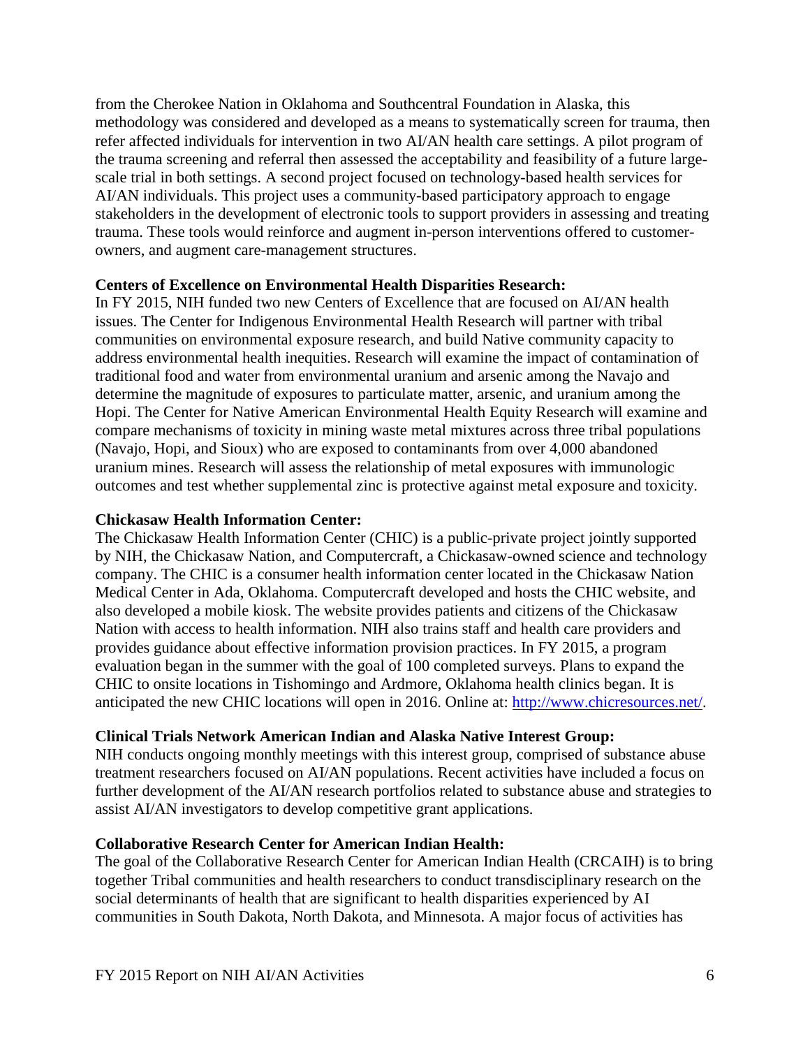from the Cherokee Nation in Oklahoma and Southcentral Foundation in Alaska, this methodology was considered and developed as a means to systematically screen for trauma, then refer affected individuals for intervention in two AI/AN health care settings. A pilot program of the trauma screening and referral then assessed the acceptability and feasibility of a future large-scale trial in both settings. A second project focused on technology-based health services for AI/AN individuals. This project uses a community-based participatory approach to engage stakeholders in the development of electronic tools to support providers in assessing and treating trauma. These tools would reinforce and augment in-person interventions offered to customer-owners, and augment care-management structures.

**Centers of Excellence on Environmental Health Disparities Research:**
In FY 2015, NIH funded two new Centers of Excellence that are focused on AI/AN health issues. The Center for Indigenous Environmental Health Research will partner with tribal communities on environmental exposure research, and build Native community capacity to address environmental health inequities. Research will examine the impact of contamination of traditional food and water from environmental uranium and arsenic among the Navajo and determine the magnitude of exposures to particulate matter, arsenic, and uranium among the Hopi. The Center for Native American Environmental Health Equity Research will examine and compare mechanisms of toxicity in mining waste metal mixtures across three tribal populations (Navajo, Hopi, and Sioux) who are exposed to contaminants from over 4,000 abandoned uranium mines. Research will assess the relationship of metal exposures with immunologic outcomes and test whether supplemental zinc is protective against metal exposure and toxicity.

**Chickasaw Health Information Center:**
The Chickasaw Health Information Center (CHIC) is a public-private project jointly supported by NIH, the Chickasaw Nation, and Computercraft, a Chickasaw-owned science and technology company. The CHIC is a consumer health information center located in the Chickasaw Nation Medical Center in Ada, Oklahoma. Computercraft developed and hosts the CHIC website, and also developed a mobile kiosk. The website provides patients and citizens of the Chickasaw Nation with access to health information. NIH also trains staff and health care providers and provides guidance about effective information provision practices. In FY 2015, a program evaluation began in the summer with the goal of 100 completed surveys. Plans to expand the CHIC to onsite locations in Tishomingo and Ardmore, Oklahoma health clinics began. It is anticipated the new CHIC locations will open in 2016. Online at: [http://www.chicresources.net/](http://www.chicresources.net/).

**Clinical Trials Network American Indian and Alaska Native Interest Group:**
NIH conducts ongoing monthly meetings with this interest group, comprised of substance abuse treatment researchers focused on AI/AN populations. Recent activities have included a focus on further development of the AI/AN research portfolios related to substance abuse and strategies to assist AI/AN investigators to develop competitive grant applications.

**Collaborative Research Center for American Indian Health:**
The goal of the Collaborative Research Center for American Indian Health (CRCAIH) is to bring together Tribal communities and health researchers to conduct transdisciplinary research on the social determinants of health that are significant to health disparities experienced by AI communities in South Dakota, North Dakota, and Minnesota. A major focus of activities has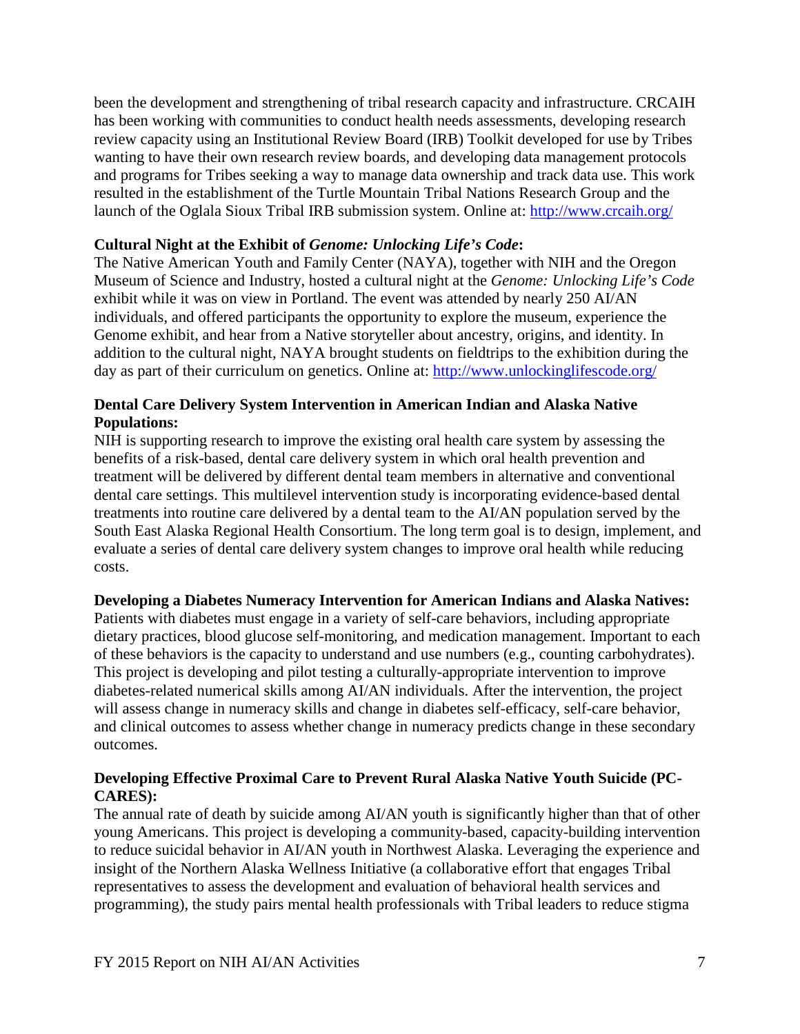been the development and strengthening of tribal research capacity and infrastructure. CRCAIH has been working with communities to conduct health needs assessments, developing research review capacity using an Institutional Review Board (IRB) Toolkit developed for use by Tribes wanting to have their own research review boards, and developing data management protocols and programs for Tribes seeking a way to manage data ownership and track data use. This work resulted in the establishment of the Turtle Mountain Tribal Nations Research Group and the launch of the Oglala Sioux Tribal IRB submission system. Online at: http://www.crcaih.org/

**Cultural Night at the Exhibit of *Genome: Unlocking Life's Code*:**
The Native American Youth and Family Center (NAYA), together with NIH and the Oregon Museum of Science and Industry, hosted a cultural night at the *Genome: Unlocking Life's Code* exhibit while it was on view in Portland. The event was attended by nearly 250 AI/AN individuals, and offered participants the opportunity to explore the museum, experience the Genome exhibit, and hear from a Native storyteller about ancestry, origins, and identity. In addition to the cultural night, NAYA brought students on fieldtrips to the exhibition during the day as part of their curriculum on genetics. Online at: http://www.unlockinglifescode.org/

**Dental Care Delivery System Intervention in American Indian and Alaska Native Populations:**
NIH is supporting research to improve the existing oral health care system by assessing the benefits of a risk-based, dental care delivery system in which oral health prevention and treatment will be delivered by different dental team members in alternative and conventional dental care settings. This multilevel intervention study is incorporating evidence-based dental treatments into routine care delivered by a dental team to the AI/AN population served by the South East Alaska Regional Health Consortium. The long term goal is to design, implement, and evaluate a series of dental care delivery system changes to improve oral health while reducing costs.

**Developing a Diabetes Numeracy Intervention for American Indians and Alaska Natives:**
Patients with diabetes must engage in a variety of self-care behaviors, including appropriate dietary practices, blood glucose self-monitoring, and medication management. Important to each of these behaviors is the capacity to understand and use numbers (e.g., counting carbohydrates). This project is developing and pilot testing a culturally-appropriate intervention to improve diabetes-related numerical skills among AI/AN individuals. After the intervention, the project will assess change in numeracy skills and change in diabetes self-efficacy, self-care behavior, and clinical outcomes to assess whether change in numeracy predicts change in these secondary outcomes.

**Developing Effective Proximal Care to Prevent Rural Alaska Native Youth Suicide (PC-CARES):**
The annual rate of death by suicide among AI/AN youth is significantly higher than that of other young Americans. This project is developing a community-based, capacity-building intervention to reduce suicidal behavior in AI/AN youth in Northwest Alaska. Leveraging the experience and insight of the Northern Alaska Wellness Initiative (a collaborative effort that engages Tribal representatives to assess the development and evaluation of behavioral health services and programming), the study pairs mental health professionals with Tribal leaders to reduce stigma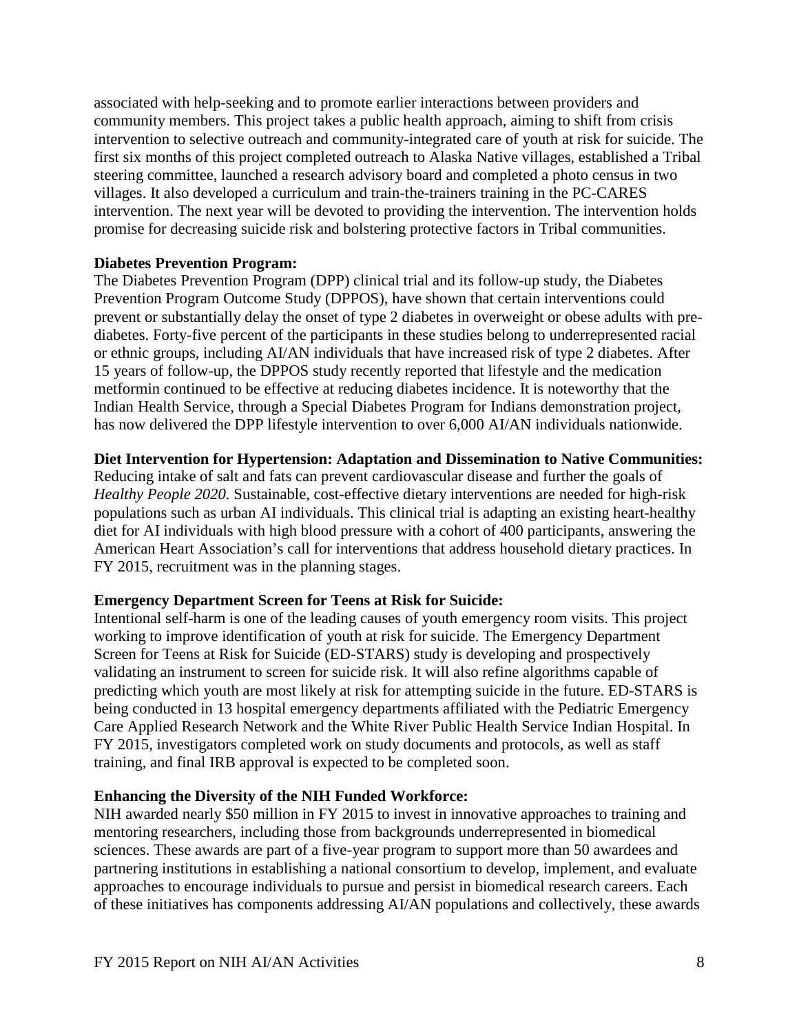associated with help-seeking and to promote earlier interactions between providers and community members. This project takes a public health approach, aiming to shift from crisis intervention to selective outreach and community-integrated care of youth at risk for suicide. The first six months of this project completed outreach to Alaska Native villages, established a Tribal steering committee, launched a research advisory board and completed a photo census in two villages. It also developed a curriculum and train-the-trainers training in the PC-CARES intervention. The next year will be devoted to providing the intervention. The intervention holds promise for decreasing suicide risk and bolstering protective factors in Tribal communities.

**Diabetes Prevention Program:**
The Diabetes Prevention Program (DPP) clinical trial and its follow-up study, the Diabetes Prevention Program Outcome Study (DPPOS), have shown that certain interventions could prevent or substantially delay the onset of type 2 diabetes in overweight or obese adults with pre-diabetes. Forty-five percent of the participants in these studies belong to underrepresented racial or ethnic groups, including AI/AN individuals that have increased risk of type 2 diabetes. After 15 years of follow-up, the DPPOS study recently reported that lifestyle and the medication metformin continued to be effective at reducing diabetes incidence. It is noteworthy that the Indian Health Service, through a Special Diabetes Program for Indians demonstration project, has now delivered the DPP lifestyle intervention to over 6,000 AI/AN individuals nationwide.

**Diet Intervention for Hypertension: Adaptation and Dissemination to Native Communities:**
Reducing intake of salt and fats can prevent cardiovascular disease and further the goals of *Healthy People 2020*. Sustainable, cost-effective dietary interventions are needed for high-risk populations such as urban AI individuals. This clinical trial is adapting an existing heart-healthy diet for AI individuals with high blood pressure with a cohort of 400 participants, answering the American Heart Association's call for interventions that address household dietary practices. In FY 2015, recruitment was in the planning stages.

**Emergency Department Screen for Teens at Risk for Suicide:**
Intentional self-harm is one of the leading causes of youth emergency room visits. This project working to improve identification of youth at risk for suicide. The Emergency Department Screen for Teens at Risk for Suicide (ED-STARS) study is developing and prospectively validating an instrument to screen for suicide risk. It will also refine algorithms capable of predicting which youth are most likely at risk for attempting suicide in the future. ED-STARS is being conducted in 13 hospital emergency departments affiliated with the Pediatric Emergency Care Applied Research Network and the White River Public Health Service Indian Hospital. In FY 2015, investigators completed work on study documents and protocols, as well as staff training, and final IRB approval is expected to be completed soon.

**Enhancing the Diversity of the NIH Funded Workforce:**
NIH awarded nearly $50 million in FY 2015 to invest in innovative approaches to training and mentoring researchers, including those from backgrounds underrepresented in biomedical sciences. These awards are part of a five-year program to support more than 50 awardees and partnering institutions in establishing a national consortium to develop, implement, and evaluate approaches to encourage individuals to pursue and persist in biomedical research careers. Each of these initiatives has components addressing AI/AN populations and collectively, these awards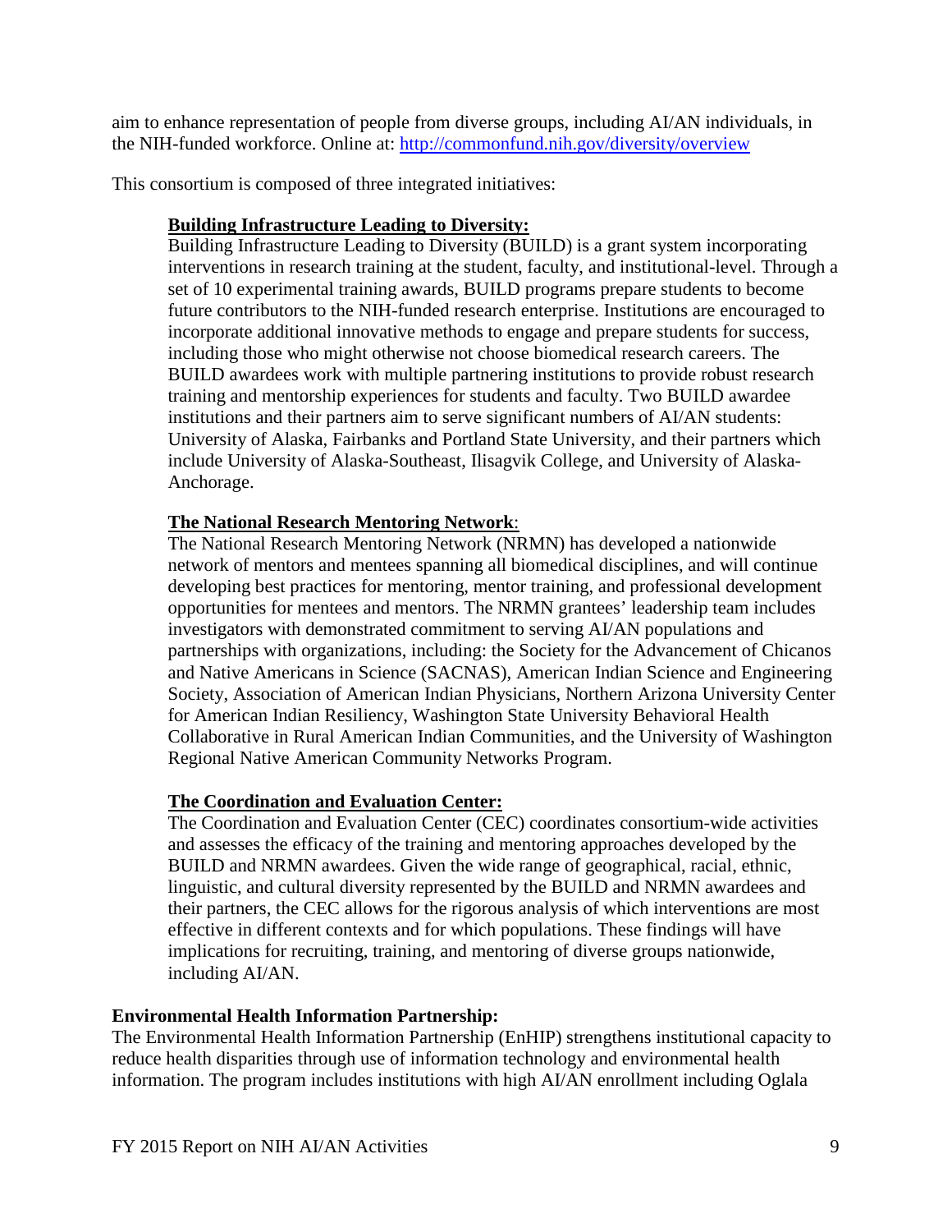aim to enhance representation of people from diverse groups, including AI/AN individuals, in the NIH-funded workforce. Online at: [http://commonfund.nih.gov/diversity/overview](http://commonfund.nih.gov/diversity/overview)

This consortium is composed of three integrated initiatives:

**Building Infrastructure Leading to Diversity:**
Building Infrastructure Leading to Diversity (BUILD) is a grant system incorporating interventions in research training at the student, faculty, and institutional-level. Through a set of 10 experimental training awards, BUILD programs prepare students to become future contributors to the NIH-funded research enterprise. Institutions are encouraged to incorporate additional innovative methods to engage and prepare students for success, including those who might otherwise not choose biomedical research careers. The BUILD awardees work with multiple partnering institutions to provide robust research training and mentorship experiences for students and faculty. Two BUILD awardee institutions and their partners aim to serve significant numbers of AI/AN students: University of Alaska, Fairbanks and Portland State University, and their partners which include University of Alaska-Southeast, Ilisagvik College, and University of Alaska-Anchorage.

**The National Research Mentoring Network**:
The National Research Mentoring Network (NRMN) has developed a nationwide network of mentors and mentees spanning all biomedical disciplines, and will continue developing best practices for mentoring, mentor training, and professional development opportunities for mentees and mentors. The NRMN grantees' leadership team includes investigators with demonstrated commitment to serving AI/AN populations and partnerships with organizations, including: the Society for the Advancement of Chicanos and Native Americans in Science (SACNAS), American Indian Science and Engineering Society, Association of American Indian Physicians, Northern Arizona University Center for American Indian Resiliency, Washington State University Behavioral Health Collaborative in Rural American Indian Communities, and the University of Washington Regional Native American Community Networks Program.

**The Coordination and Evaluation Center:**
The Coordination and Evaluation Center (CEC) coordinates consortium-wide activities and assesses the efficacy of the training and mentoring approaches developed by the BUILD and NRMN awardees. Given the wide range of geographical, racial, ethnic, linguistic, and cultural diversity represented by the BUILD and NRMN awardees and their partners, the CEC allows for the rigorous analysis of which interventions are most effective in different contexts and for which populations. These findings will have implications for recruiting, training, and mentoring of diverse groups nationwide, including AI/AN.

**Environmental Health Information Partnership:**
The Environmental Health Information Partnership (EnHIP) strengthens institutional capacity to reduce health disparities through use of information technology and environmental health information. The program includes institutions with high AI/AN enrollment including Oglala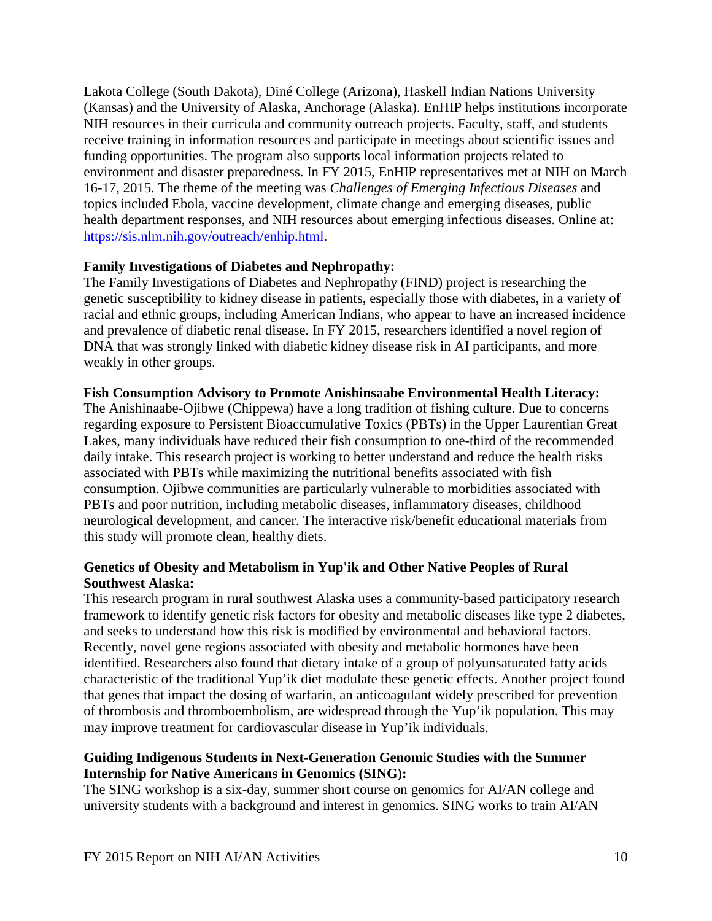Lakota College (South Dakota), Diné College (Arizona), Haskell Indian Nations University (Kansas) and the University of Alaska, Anchorage (Alaska). EnHIP helps institutions incorporate NIH resources in their curricula and community outreach projects. Faculty, staff, and students receive training in information resources and participate in meetings about scientific issues and funding opportunities. The program also supports local information projects related to environment and disaster preparedness. In FY 2015, EnHIP representatives met at NIH on March 16-17, 2015. The theme of the meeting was *Challenges of Emerging Infectious Diseases* and topics included Ebola, vaccine development, climate change and emerging diseases, public health department responses, and NIH resources about emerging infectious diseases. Online at: [https://sis.nlm.nih.gov/outreach/enhip.html](https://sis.nlm.nih.gov/outreach/enhip.html).

**Family Investigations of Diabetes and Nephropathy:**
The Family Investigations of Diabetes and Nephropathy (FIND) project is researching the genetic susceptibility to kidney disease in patients, especially those with diabetes, in a variety of racial and ethnic groups, including American Indians, who appear to have an increased incidence and prevalence of diabetic renal disease. In FY 2015, researchers identified a novel region of DNA that was strongly linked with diabetic kidney disease risk in AI participants, and more weakly in other groups.

**Fish Consumption Advisory to Promote Anishinsaabe Environmental Health Literacy:**
The Anishinaabe-Ojibwe (Chippewa) have a long tradition of fishing culture. Due to concerns regarding exposure to Persistent Bioaccumulative Toxics (PBTs) in the Upper Laurentian Great Lakes, many individuals have reduced their fish consumption to one-third of the recommended daily intake. This research project is working to better understand and reduce the health risks associated with PBTs while maximizing the nutritional benefits associated with fish consumption. Ojibwe communities are particularly vulnerable to morbidities associated with PBTs and poor nutrition, including metabolic diseases, inflammatory diseases, childhood neurological development, and cancer. The interactive risk/benefit educational materials from this study will promote clean, healthy diets.

**Genetics of Obesity and Metabolism in Yup'ik and Other Native Peoples of Rural Southwest Alaska:**
This research program in rural southwest Alaska uses a community-based participatory research framework to identify genetic risk factors for obesity and metabolic diseases like type 2 diabetes, and seeks to understand how this risk is modified by environmental and behavioral factors. Recently, novel gene regions associated with obesity and metabolic hormones have been identified. Researchers also found that dietary intake of a group of polyunsaturated fatty acids characteristic of the traditional Yup'ik diet modulate these genetic effects. Another project found that genes that impact the dosing of warfarin, an anticoagulant widely prescribed for prevention of thrombosis and thromboembolism, are widespread through the Yup'ik population. This may may improve treatment for cardiovascular disease in Yup'ik individuals.

**Guiding Indigenous Students in Next-Generation Genomic Studies with the Summer Internship for Native Americans in Genomics (SING):**
The SING workshop is a six-day, summer short course on genomics for AI/AN college and university students with a background and interest in genomics. SING works to train AI/AN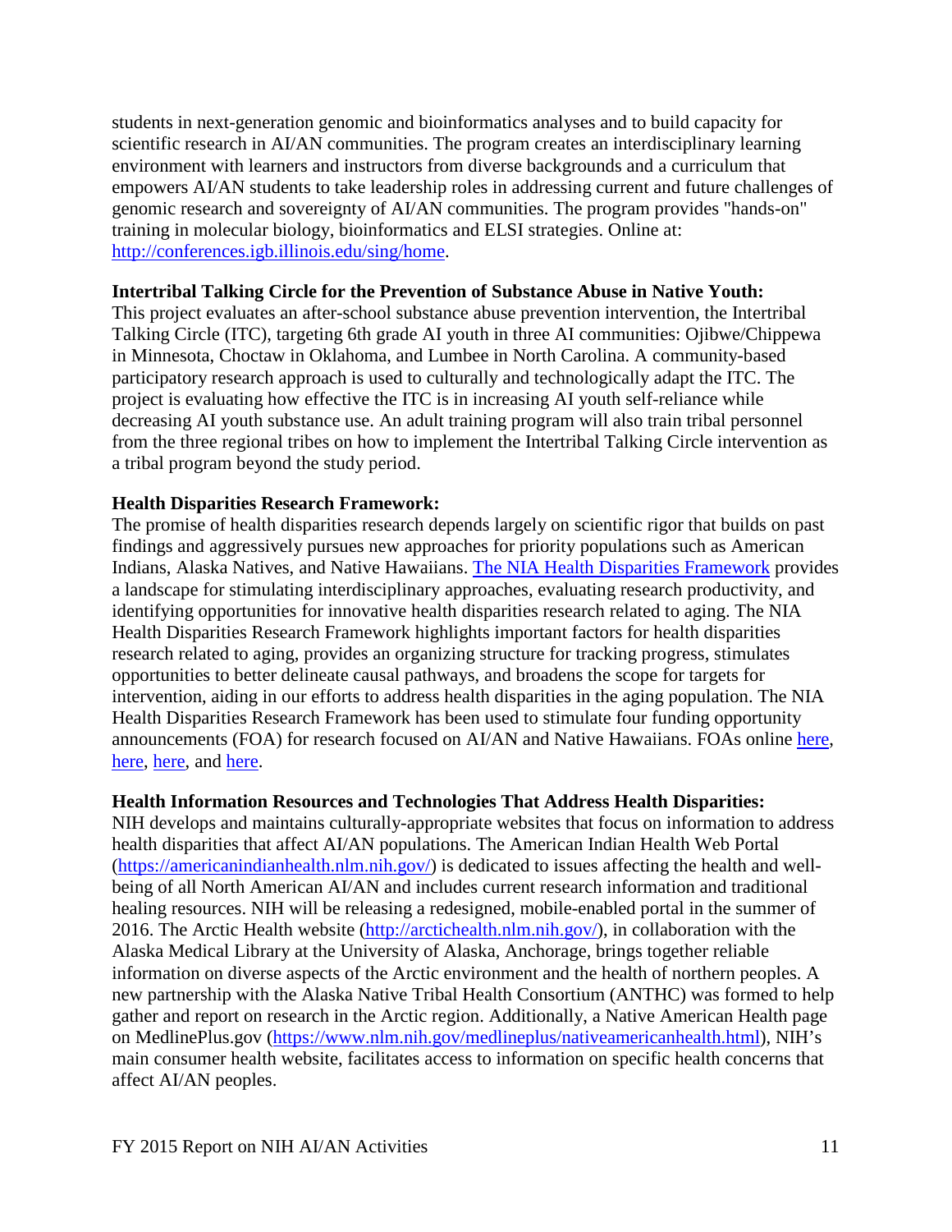students in next-generation genomic and bioinformatics analyses and to build capacity for scientific research in AI/AN communities. The program creates an interdisciplinary learning environment with learners and instructors from diverse backgrounds and a curriculum that empowers AI/AN students to take leadership roles in addressing current and future challenges of genomic research and sovereignty of AI/AN communities. The program provides "hands-on" training in molecular biology, bioinformatics and ELSI strategies. Online at: [http://conferences.igb.illinois.edu/sing/home](http://conferences.igb.illinois.edu/sing/home).

**Intertribal Talking Circle for the Prevention of Substance Abuse in Native Youth:**
This project evaluates an after-school substance abuse prevention intervention, the Intertribal Talking Circle (ITC), targeting 6th grade AI youth in three AI communities: Ojibwe/Chippewa in Minnesota, Choctaw in Oklahoma, and Lumbee in North Carolina. A community-based participatory research approach is used to culturally and technologically adapt the ITC. The project is evaluating how effective the ITC is in increasing AI youth self-reliance while decreasing AI youth substance use. An adult training program will also train tribal personnel from the three regional tribes on how to implement the Intertribal Talking Circle intervention as a tribal program beyond the study period.

**Health Disparities Research Framework:**
The promise of health disparities research depends largely on scientific rigor that builds on past findings and aggressively pursues new approaches for priority populations such as American Indians, Alaska Natives, and Native Hawaiians. The NIA Health Disparities Framework provides a landscape for stimulating interdisciplinary approaches, evaluating research productivity, and identifying opportunities for innovative health disparities research related to aging. The NIA Health Disparities Research Framework highlights important factors for health disparities research related to aging, provides an organizing structure for tracking progress, stimulates opportunities to better delineate causal pathways, and broadens the scope for targets for intervention, aiding in our efforts to address health disparities in the aging population. The NIA Health Disparities Research Framework has been used to stimulate four funding opportunity announcements (FOA) for research focused on AI/AN and Native Hawaiians. FOAs online here, here, here, and here.

**Health Information Resources and Technologies That Address Health Disparities:**
NIH develops and maintains culturally-appropriate websites that focus on information to address health disparities that affect AI/AN populations. The American Indian Health Web Portal ([https://americanindianhealth.nlm.nih.gov/](https://americanindianhealth.nlm.nih.gov/)) is dedicated to issues affecting the health and well-being of all North American AI/AN and includes current research information and traditional healing resources. NIH will be releasing a redesigned, mobile-enabled portal in the summer of 2016. The Arctic Health website ([http://arctichealth.nlm.nih.gov/](http://arctichealth.nlm.nih.gov/)), in collaboration with the Alaska Medical Library at the University of Alaska, Anchorage, brings together reliable information on diverse aspects of the Arctic environment and the health of northern peoples. A new partnership with the Alaska Native Tribal Health Consortium (ANTHC) was formed to help gather and report on research in the Arctic region. Additionally, a Native American Health page on MedlinePlus.gov ([https://www.nlm.nih.gov/medlineplus/nativeamericanhealth.html](https://www.nlm.nih.gov/medlineplus/nativeamericanhealth.html)), NIH's main consumer health website, facilitates access to information on specific health concerns that affect AI/AN peoples.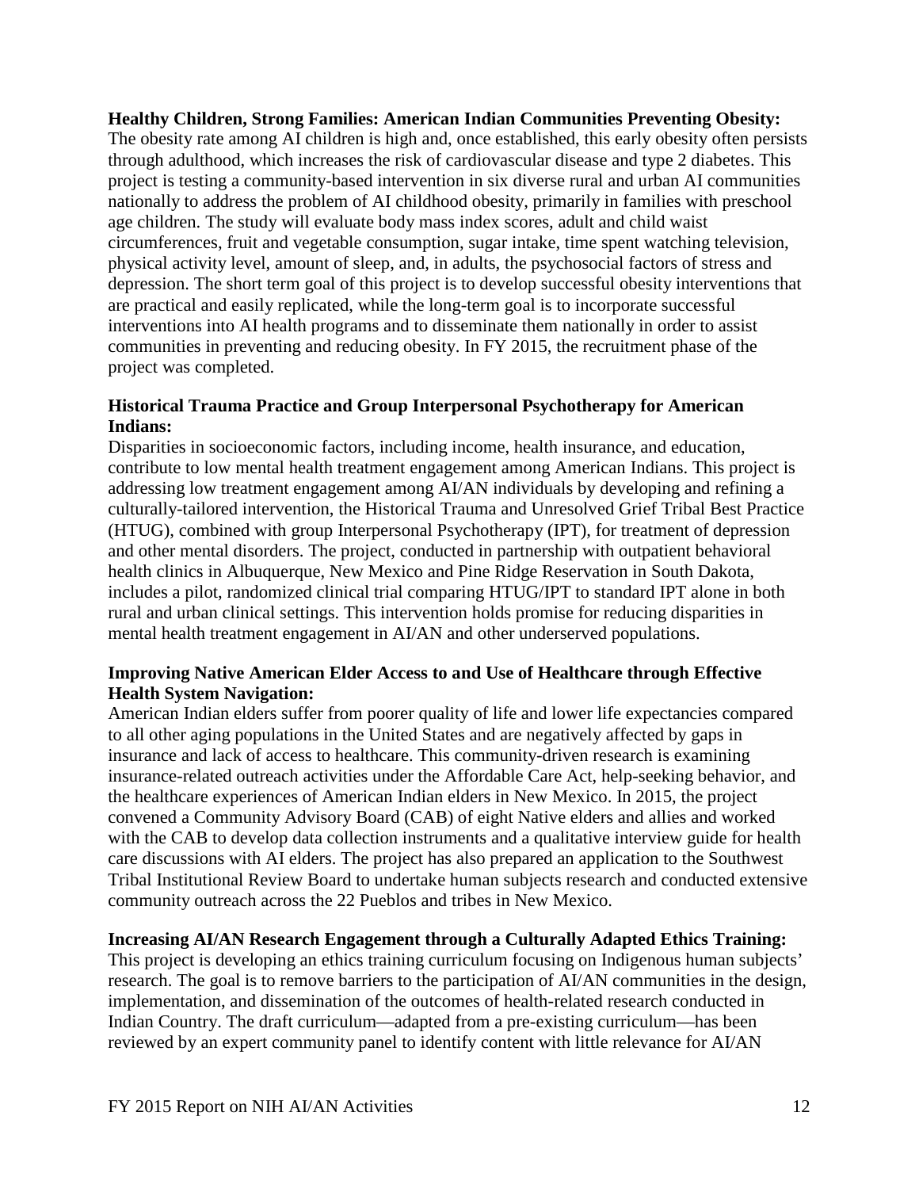**Healthy Children, Strong Families: American Indian Communities Preventing Obesity:**
The obesity rate among AI children is high and, once established, this early obesity often persists through adulthood, which increases the risk of cardiovascular disease and type 2 diabetes. This project is testing a community-based intervention in six diverse rural and urban AI communities nationally to address the problem of AI childhood obesity, primarily in families with preschool age children. The study will evaluate body mass index scores, adult and child waist circumferences, fruit and vegetable consumption, sugar intake, time spent watching television, physical activity level, amount of sleep, and, in adults, the psychosocial factors of stress and depression. The short term goal of this project is to develop successful obesity interventions that are practical and easily replicated, while the long-term goal is to incorporate successful interventions into AI health programs and to disseminate them nationally in order to assist communities in preventing and reducing obesity. In FY 2015, the recruitment phase of the project was completed.

**Historical Trauma Practice and Group Interpersonal Psychotherapy for American Indians:**
Disparities in socioeconomic factors, including income, health insurance, and education, contribute to low mental health treatment engagement among American Indians. This project is addressing low treatment engagement among AI/AN individuals by developing and refining a culturally-tailored intervention, the Historical Trauma and Unresolved Grief Tribal Best Practice (HTUG), combined with group Interpersonal Psychotherapy (IPT), for treatment of depression and other mental disorders. The project, conducted in partnership with outpatient behavioral health clinics in Albuquerque, New Mexico and Pine Ridge Reservation in South Dakota, includes a pilot, randomized clinical trial comparing HTUG/IPT to standard IPT alone in both rural and urban clinical settings. This intervention holds promise for reducing disparities in mental health treatment engagement in AI/AN and other underserved populations.

**Improving Native American Elder Access to and Use of Healthcare through Effective Health System Navigation:**
American Indian elders suffer from poorer quality of life and lower life expectancies compared to all other aging populations in the United States and are negatively affected by gaps in insurance and lack of access to healthcare. This community-driven research is examining insurance-related outreach activities under the Affordable Care Act, help-seeking behavior, and the healthcare experiences of American Indian elders in New Mexico. In 2015, the project convened a Community Advisory Board (CAB) of eight Native elders and allies and worked with the CAB to develop data collection instruments and a qualitative interview guide for health care discussions with AI elders. The project has also prepared an application to the Southwest Tribal Institutional Review Board to undertake human subjects research and conducted extensive community outreach across the 22 Pueblos and tribes in New Mexico.

**Increasing AI/AN Research Engagement through a Culturally Adapted Ethics Training:**
This project is developing an ethics training curriculum focusing on Indigenous human subjects' research. The goal is to remove barriers to the participation of AI/AN communities in the design, implementation, and dissemination of the outcomes of health-related research conducted in Indian Country. The draft curriculum—adapted from a pre-existing curriculum—has been reviewed by an expert community panel to identify content with little relevance for AI/AN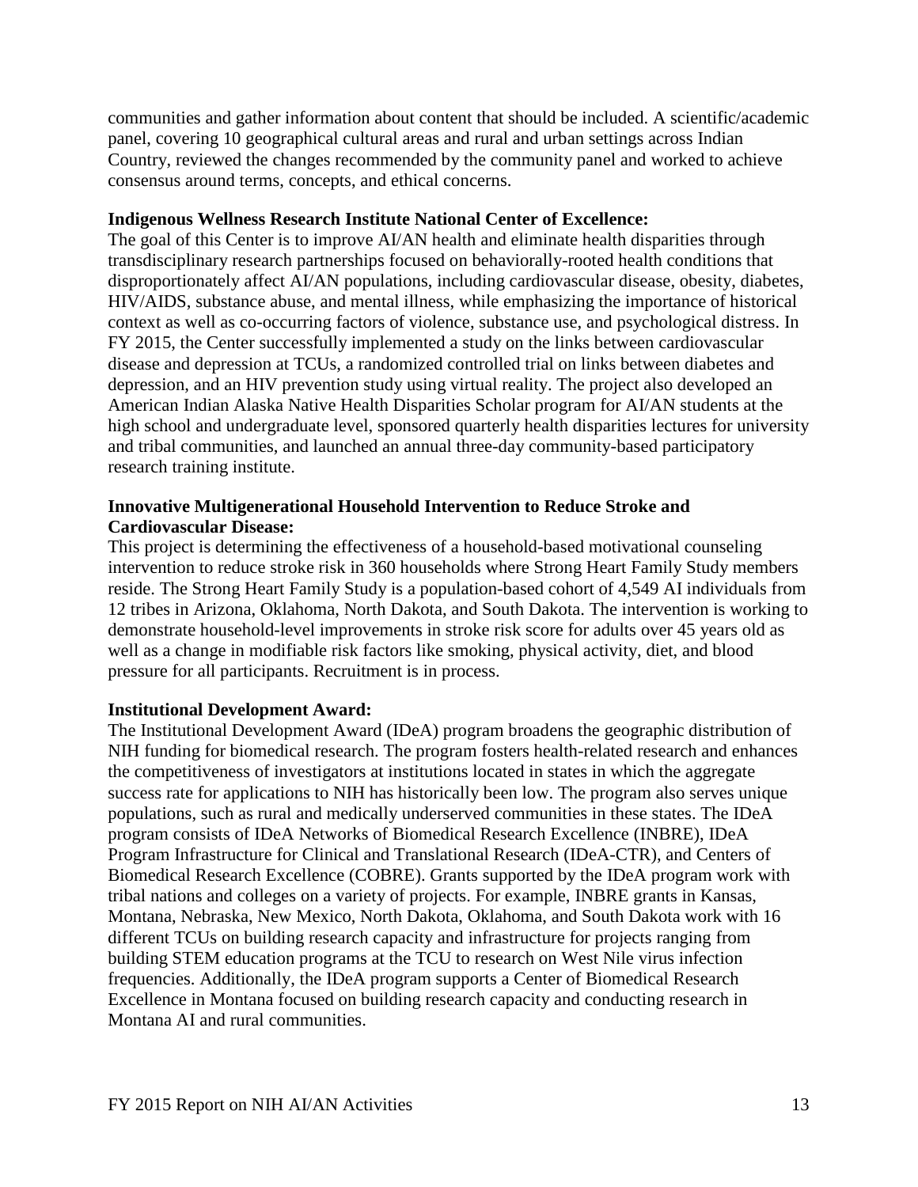communities and gather information about content that should be included. A scientific/academic panel, covering 10 geographical cultural areas and rural and urban settings across Indian Country, reviewed the changes recommended by the community panel and worked to achieve consensus around terms, concepts, and ethical concerns.

**Indigenous Wellness Research Institute National Center of Excellence:**
The goal of this Center is to improve AI/AN health and eliminate health disparities through transdisciplinary research partnerships focused on behaviorally-rooted health conditions that disproportionately affect AI/AN populations, including cardiovascular disease, obesity, diabetes, HIV/AIDS, substance abuse, and mental illness, while emphasizing the importance of historical context as well as co-occurring factors of violence, substance use, and psychological distress. In FY 2015, the Center successfully implemented a study on the links between cardiovascular disease and depression at TCUs, a randomized controlled trial on links between diabetes and depression, and an HIV prevention study using virtual reality. The project also developed an American Indian Alaska Native Health Disparities Scholar program for AI/AN students at the high school and undergraduate level, sponsored quarterly health disparities lectures for university and tribal communities, and launched an annual three-day community-based participatory research training institute.

**Innovative Multigenerational Household Intervention to Reduce Stroke and Cardiovascular Disease:**
This project is determining the effectiveness of a household-based motivational counseling intervention to reduce stroke risk in 360 households where Strong Heart Family Study members reside. The Strong Heart Family Study is a population-based cohort of 4,549 AI individuals from 12 tribes in Arizona, Oklahoma, North Dakota, and South Dakota. The intervention is working to demonstrate household-level improvements in stroke risk score for adults over 45 years old as well as a change in modifiable risk factors like smoking, physical activity, diet, and blood pressure for all participants. Recruitment is in process.

**Institutional Development Award:**
The Institutional Development Award (IDeA) program broadens the geographic distribution of NIH funding for biomedical research. The program fosters health-related research and enhances the competitiveness of investigators at institutions located in states in which the aggregate success rate for applications to NIH has historically been low. The program also serves unique populations, such as rural and medically underserved communities in these states. The IDeA program consists of IDeA Networks of Biomedical Research Excellence (INBRE), IDeA Program Infrastructure for Clinical and Translational Research (IDeA-CTR), and Centers of Biomedical Research Excellence (COBRE). Grants supported by the IDeA program work with tribal nations and colleges on a variety of projects. For example, INBRE grants in Kansas, Montana, Nebraska, New Mexico, North Dakota, Oklahoma, and South Dakota work with 16 different TCUs on building research capacity and infrastructure for projects ranging from building STEM education programs at the TCU to research on West Nile virus infection frequencies. Additionally, the IDeA program supports a Center of Biomedical Research Excellence in Montana focused on building research capacity and conducting research in Montana AI and rural communities.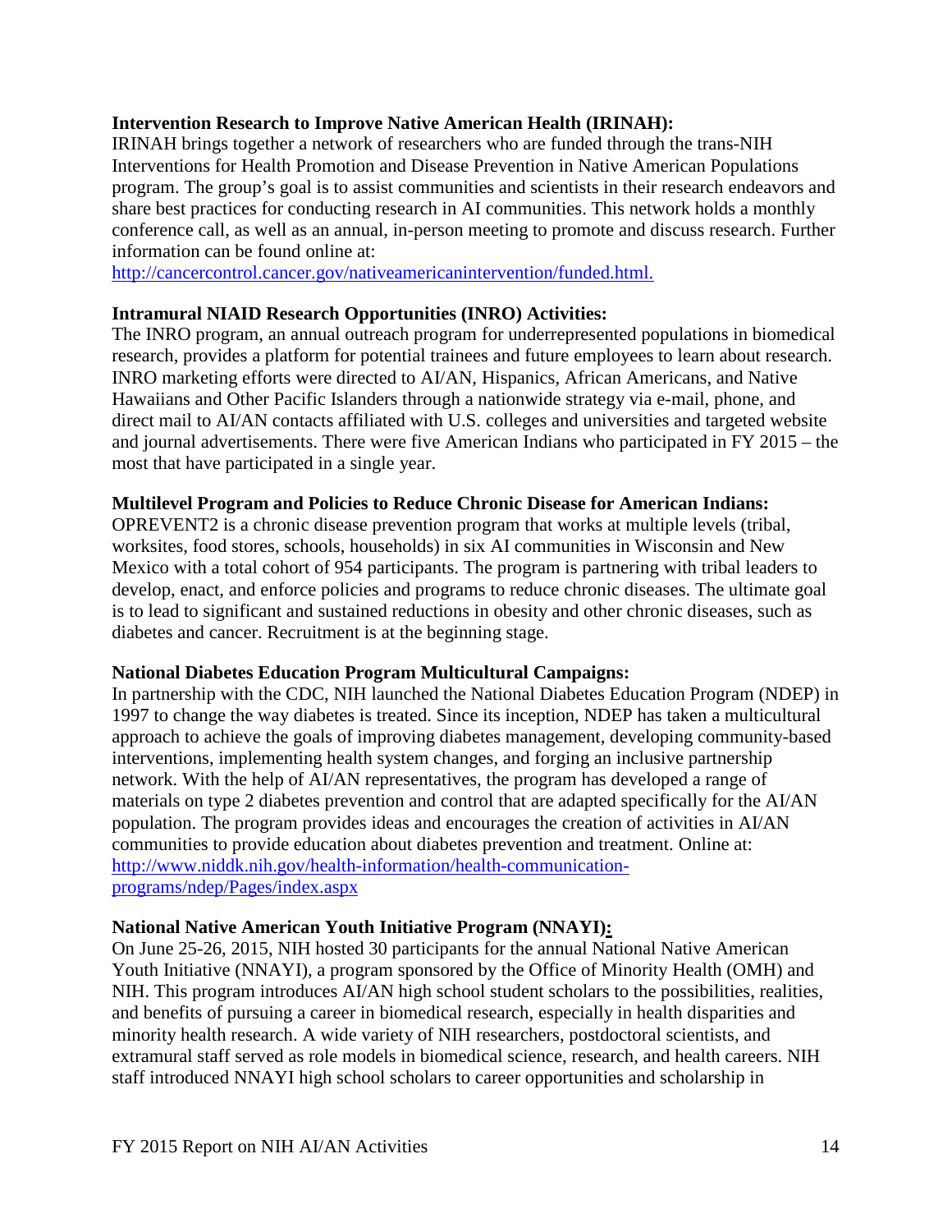**Intervention Research to Improve Native American Health (IRINAH):**
IRINAH brings together a network of researchers who are funded through the trans-NIH Interventions for Health Promotion and Disease Prevention in Native American Populations program. The group's goal is to assist communities and scientists in their research endeavors and share best practices for conducting research in AI communities. This network holds a monthly conference call, as well as an annual, in-person meeting to promote and discuss research. Further information can be found online at:
http://cancercontrol.cancer.gov/nativeamericanintervention/funded.html.

**Intramural NIAID Research Opportunities (INRO) Activities:**
The INRO program, an annual outreach program for underrepresented populations in biomedical research, provides a platform for potential trainees and future employees to learn about research. INRO marketing efforts were directed to AI/AN, Hispanics, African Americans, and Native Hawaiians and Other Pacific Islanders through a nationwide strategy via e-mail, phone, and direct mail to AI/AN contacts affiliated with U.S. colleges and universities and targeted website and journal advertisements. There were five American Indians who participated in FY 2015 – the most that have participated in a single year.

**Multilevel Program and Policies to Reduce Chronic Disease for American Indians:**
OPREVENT2 is a chronic disease prevention program that works at multiple levels (tribal, worksites, food stores, schools, households) in six AI communities in Wisconsin and New Mexico with a total cohort of 954 participants. The program is partnering with tribal leaders to develop, enact, and enforce policies and programs to reduce chronic diseases. The ultimate goal is to lead to significant and sustained reductions in obesity and other chronic diseases, such as diabetes and cancer. Recruitment is at the beginning stage.

**National Diabetes Education Program Multicultural Campaigns:**
In partnership with the CDC, NIH launched the National Diabetes Education Program (NDEP) in 1997 to change the way diabetes is treated. Since its inception, NDEP has taken a multicultural approach to achieve the goals of improving diabetes management, developing community-based interventions, implementing health system changes, and forging an inclusive partnership network. With the help of AI/AN representatives, the program has developed a range of materials on type 2 diabetes prevention and control that are adapted specifically for the AI/AN population. The program provides ideas and encourages the creation of activities in AI/AN communities to provide education about diabetes prevention and treatment. Online at:
http://www.niddk.nih.gov/health-information/health-communication-programs/ndep/Pages/index.aspx

**National Native American Youth Initiative Program (NNAYI):**
On June 25-26, 2015, NIH hosted 30 participants for the annual National Native American Youth Initiative (NNAYI), a program sponsored by the Office of Minority Health (OMH) and NIH. This program introduces AI/AN high school student scholars to the possibilities, realities, and benefits of pursuing a career in biomedical research, especially in health disparities and minority health research. A wide variety of NIH researchers, postdoctoral scientists, and extramural staff served as role models in biomedical science, research, and health careers. NIH staff introduced NNAYI high school scholars to career opportunities and scholarship in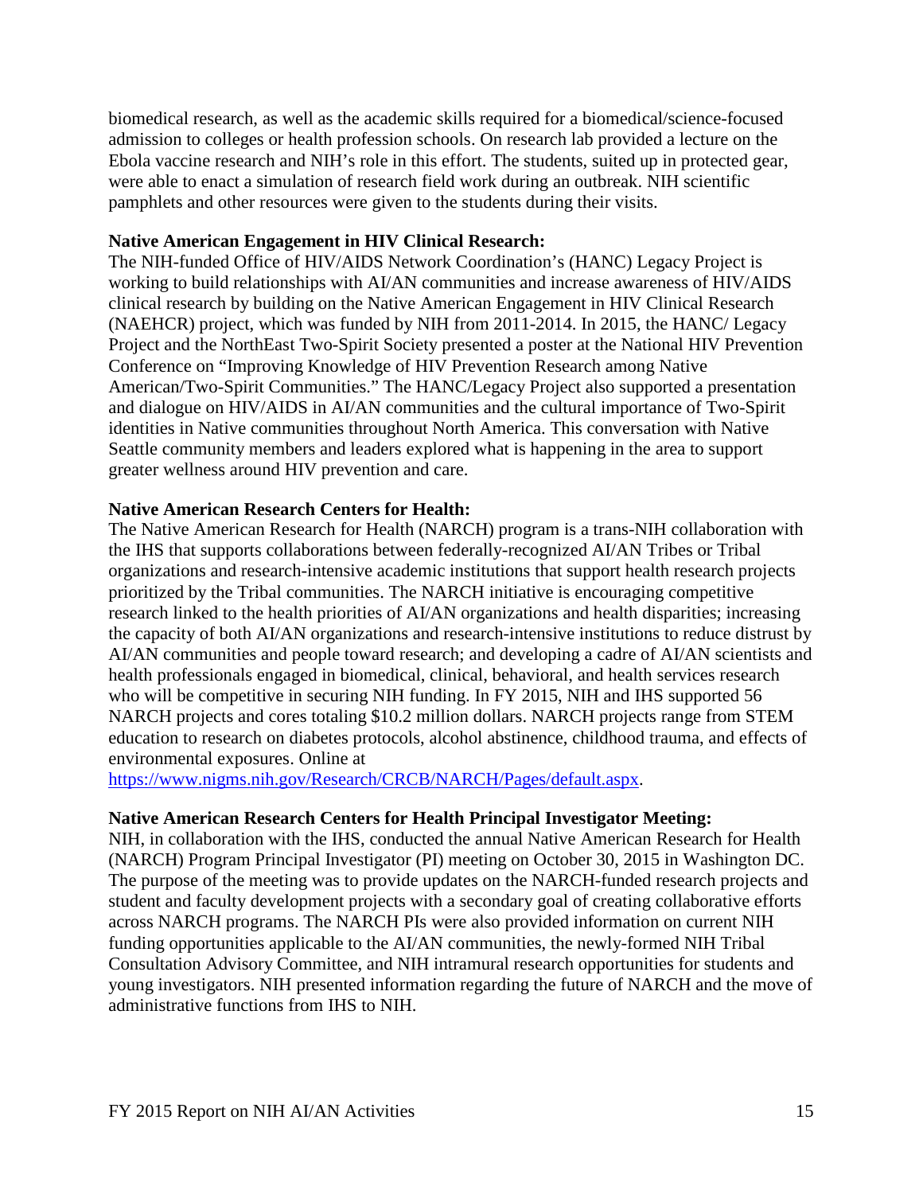biomedical research, as well as the academic skills required for a biomedical/science-focused admission to colleges or health profession schools. On research lab provided a lecture on the Ebola vaccine research and NIH's role in this effort. The students, suited up in protected gear, were able to enact a simulation of research field work during an outbreak. NIH scientific pamphlets and other resources were given to the students during their visits.

**Native American Engagement in HIV Clinical Research:**
The NIH-funded Office of HIV/AIDS Network Coordination's (HANC) Legacy Project is working to build relationships with AI/AN communities and increase awareness of HIV/AIDS clinical research by building on the Native American Engagement in HIV Clinical Research (NAEHCR) project, which was funded by NIH from 2011-2014. In 2015, the HANC/ Legacy Project and the NorthEast Two-Spirit Society presented a poster at the National HIV Prevention Conference on "Improving Knowledge of HIV Prevention Research among Native American/Two-Spirit Communities." The HANC/Legacy Project also supported a presentation and dialogue on HIV/AIDS in AI/AN communities and the cultural importance of Two-Spirit identities in Native communities throughout North America. This conversation with Native Seattle community members and leaders explored what is happening in the area to support greater wellness around HIV prevention and care.

**Native American Research Centers for Health:**
The Native American Research for Health (NARCH) program is a trans-NIH collaboration with the IHS that supports collaborations between federally-recognized AI/AN Tribes or Tribal organizations and research-intensive academic institutions that support health research projects prioritized by the Tribal communities. The NARCH initiative is encouraging competitive research linked to the health priorities of AI/AN organizations and health disparities; increasing the capacity of both AI/AN organizations and research-intensive institutions to reduce distrust by AI/AN communities and people toward research; and developing a cadre of AI/AN scientists and health professionals engaged in biomedical, clinical, behavioral, and health services research who will be competitive in securing NIH funding. In FY 2015, NIH and IHS supported 56 NARCH projects and cores totaling $10.2 million dollars. NARCH projects range from STEM education to research on diabetes protocols, alcohol abstinence, childhood trauma, and effects of environmental exposures. Online at [https://www.nigms.nih.gov/Research/CRCB/NARCH/Pages/default.aspx](https://www.nigms.nih.gov/Research/CRCB/NARCH/Pages/default.aspx).

**Native American Research Centers for Health Principal Investigator Meeting:**
NIH, in collaboration with the IHS, conducted the annual Native American Research for Health (NARCH) Program Principal Investigator (PI) meeting on October 30, 2015 in Washington DC. The purpose of the meeting was to provide updates on the NARCH-funded research projects and student and faculty development projects with a secondary goal of creating collaborative efforts across NARCH programs. The NARCH PIs were also provided information on current NIH funding opportunities applicable to the AI/AN communities, the newly-formed NIH Tribal Consultation Advisory Committee, and NIH intramural research opportunities for students and young investigators. NIH presented information regarding the future of NARCH and the move of administrative functions from IHS to NIH.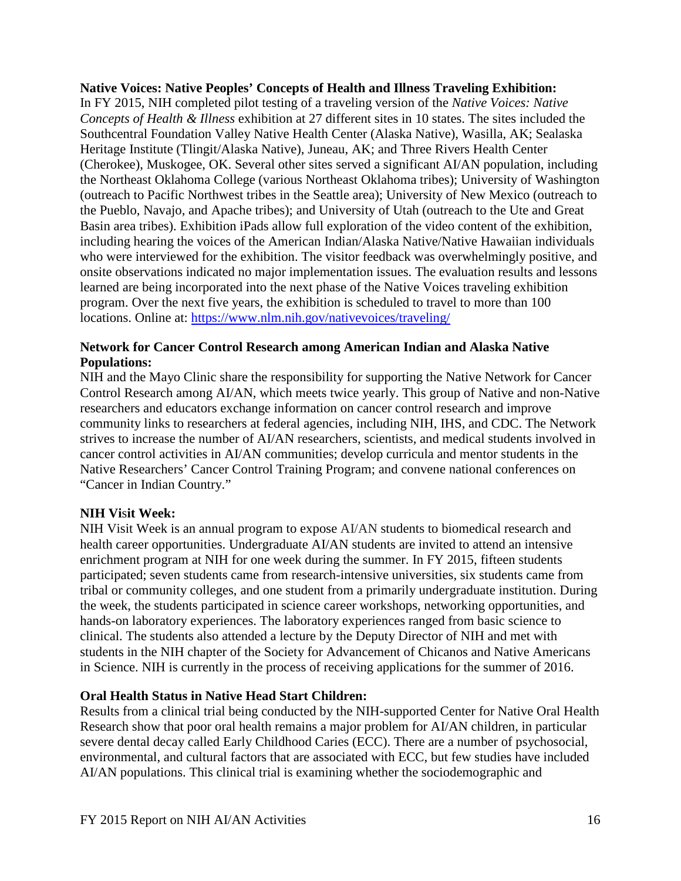**Native Voices: Native Peoples' Concepts of Health and Illness Traveling Exhibition:**
In FY 2015, NIH completed pilot testing of a traveling version of the *Native Voices: Native Concepts of Health & Illness* exhibition at 27 different sites in 10 states. The sites included the Southcentral Foundation Valley Native Health Center (Alaska Native), Wasilla, AK; Sealaska Heritage Institute (Tlingit/Alaska Native), Juneau, AK; and Three Rivers Health Center (Cherokee), Muskogee, OK. Several other sites served a significant AI/AN population, including the Northeast Oklahoma College (various Northeast Oklahoma tribes); University of Washington (outreach to Pacific Northwest tribes in the Seattle area); University of New Mexico (outreach to the Pueblo, Navajo, and Apache tribes); and University of Utah (outreach to the Ute and Great Basin area tribes). Exhibition iPads allow full exploration of the video content of the exhibition, including hearing the voices of the American Indian/Alaska Native/Native Hawaiian individuals who were interviewed for the exhibition. The visitor feedback was overwhelmingly positive, and onsite observations indicated no major implementation issues. The evaluation results and lessons learned are being incorporated into the next phase of the Native Voices traveling exhibition program. Over the next five years, the exhibition is scheduled to travel to more than 100 locations. Online at: https://www.nlm.nih.gov/nativevoices/traveling/

**Network for Cancer Control Research among American Indian and Alaska Native Populations:**
NIH and the Mayo Clinic share the responsibility for supporting the Native Network for Cancer Control Research among AI/AN, which meets twice yearly. This group of Native and non-Native researchers and educators exchange information on cancer control research and improve community links to researchers at federal agencies, including NIH, IHS, and CDC. The Network strives to increase the number of AI/AN researchers, scientists, and medical students involved in cancer control activities in AI/AN communities; develop curricula and mentor students in the Native Researchers' Cancer Control Training Program; and convene national conferences on "Cancer in Indian Country."

**NIH Visit Week:**
NIH Visit Week is an annual program to expose AI/AN students to biomedical research and health career opportunities. Undergraduate AI/AN students are invited to attend an intensive enrichment program at NIH for one week during the summer. In FY 2015, fifteen students participated; seven students came from research-intensive universities, six students came from tribal or community colleges, and one student from a primarily undergraduate institution. During the week, the students participated in science career workshops, networking opportunities, and hands-on laboratory experiences. The laboratory experiences ranged from basic science to clinical. The students also attended a lecture by the Deputy Director of NIH and met with students in the NIH chapter of the Society for Advancement of Chicanos and Native Americans in Science. NIH is currently in the process of receiving applications for the summer of 2016.

**Oral Health Status in Native Head Start Children:**
Results from a clinical trial being conducted by the NIH-supported Center for Native Oral Health Research show that poor oral health remains a major problem for AI/AN children, in particular severe dental decay called Early Childhood Caries (ECC). There are a number of psychosocial, environmental, and cultural factors that are associated with ECC, but few studies have included AI/AN populations. This clinical trial is examining whether the sociodemographic and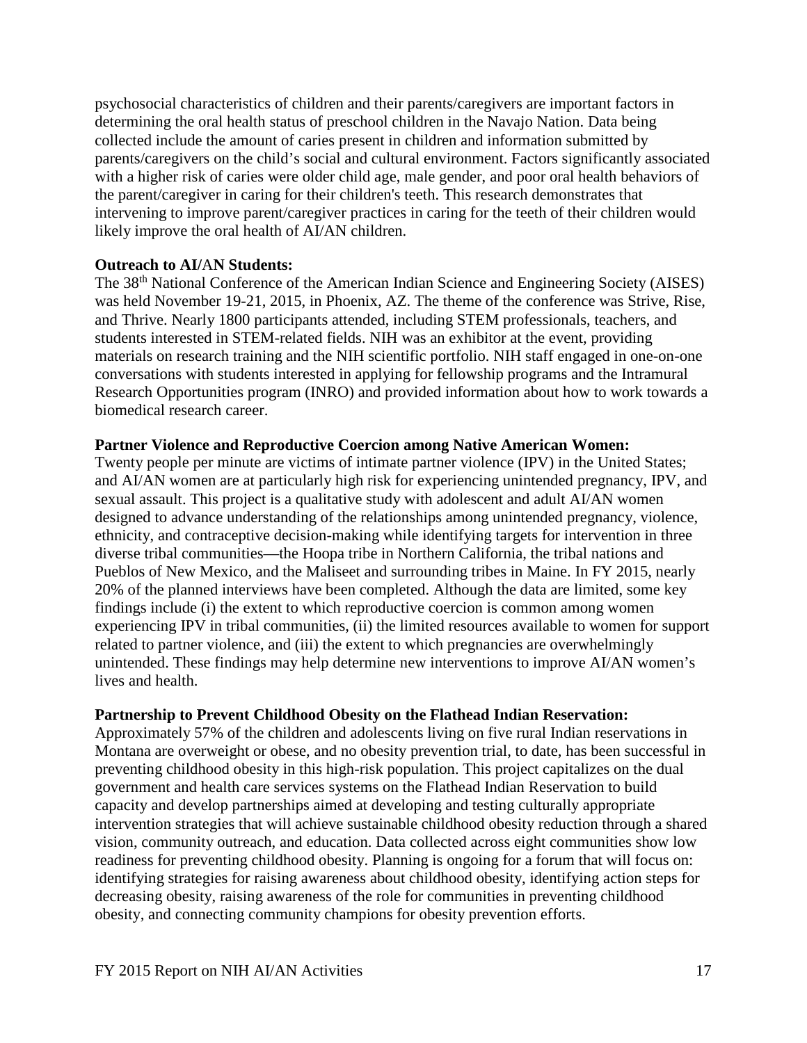psychosocial characteristics of children and their parents/caregivers are important factors in determining the oral health status of preschool children in the Navajo Nation. Data being collected include the amount of caries present in children and information submitted by parents/caregivers on the child's social and cultural environment. Factors significantly associated with a higher risk of caries were older child age, male gender, and poor oral health behaviors of the parent/caregiver in caring for their children's teeth. This research demonstrates that intervening to improve parent/caregiver practices in caring for the teeth of their children would likely improve the oral health of AI/AN children.

**Outreach to AI/AN Students:**
The 38th National Conference of the American Indian Science and Engineering Society (AISES) was held November 19-21, 2015, in Phoenix, AZ. The theme of the conference was Strive, Rise, and Thrive. Nearly 1800 participants attended, including STEM professionals, teachers, and students interested in STEM-related fields. NIH was an exhibitor at the event, providing materials on research training and the NIH scientific portfolio. NIH staff engaged in one-on-one conversations with students interested in applying for fellowship programs and the Intramural Research Opportunities program (INRO) and provided information about how to work towards a biomedical research career.

**Partner Violence and Reproductive Coercion among Native American Women:**
Twenty people per minute are victims of intimate partner violence (IPV) in the United States; and AI/AN women are at particularly high risk for experiencing unintended pregnancy, IPV, and sexual assault. This project is a qualitative study with adolescent and adult AI/AN women designed to advance understanding of the relationships among unintended pregnancy, violence, ethnicity, and contraceptive decision-making while identifying targets for intervention in three diverse tribal communities—the Hoopa tribe in Northern California, the tribal nations and Pueblos of New Mexico, and the Maliseet and surrounding tribes in Maine. In FY 2015, nearly 20% of the planned interviews have been completed. Although the data are limited, some key findings include (i) the extent to which reproductive coercion is common among women experiencing IPV in tribal communities, (ii) the limited resources available to women for support related to partner violence, and (iii) the extent to which pregnancies are overwhelmingly unintended. These findings may help determine new interventions to improve AI/AN women's lives and health.

**Partnership to Prevent Childhood Obesity on the Flathead Indian Reservation:**
Approximately 57% of the children and adolescents living on five rural Indian reservations in Montana are overweight or obese, and no obesity prevention trial, to date, has been successful in preventing childhood obesity in this high-risk population. This project capitalizes on the dual government and health care services systems on the Flathead Indian Reservation to build capacity and develop partnerships aimed at developing and testing culturally appropriate intervention strategies that will achieve sustainable childhood obesity reduction through a shared vision, community outreach, and education. Data collected across eight communities show low readiness for preventing childhood obesity. Planning is ongoing for a forum that will focus on: identifying strategies for raising awareness about childhood obesity, identifying action steps for decreasing obesity, raising awareness of the role for communities in preventing childhood obesity, and connecting community champions for obesity prevention efforts.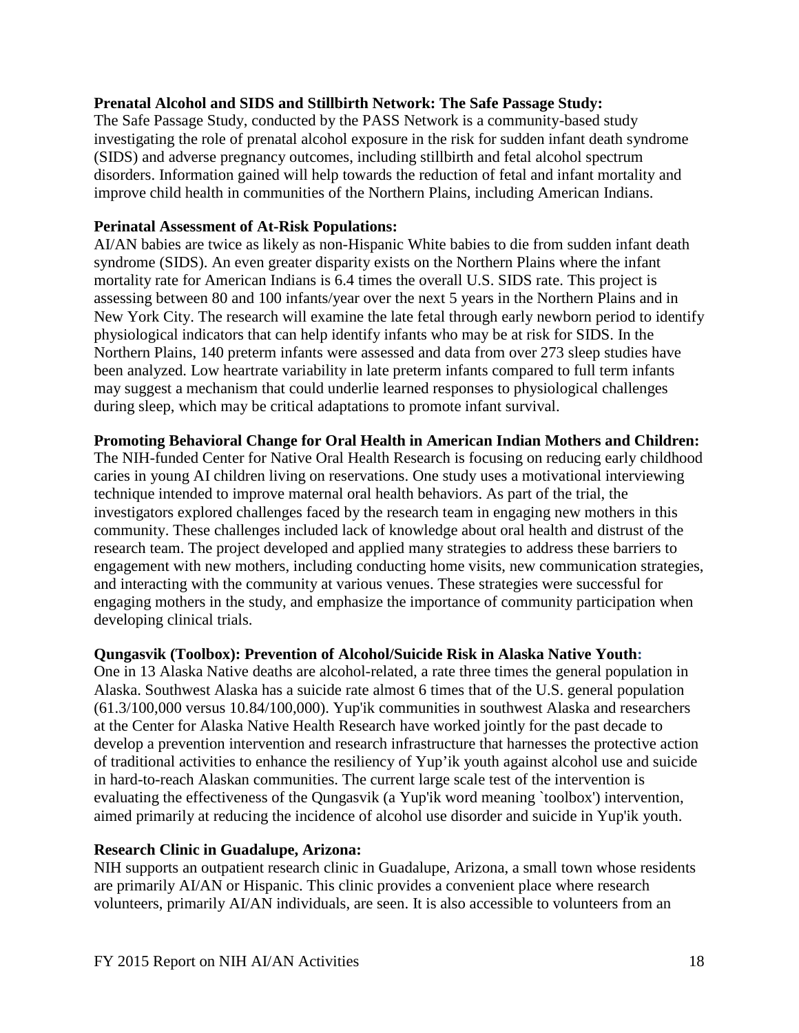**Prenatal Alcohol and SIDS and Stillbirth Network: The Safe Passage Study:**
The Safe Passage Study, conducted by the PASS Network is a community-based study investigating the role of prenatal alcohol exposure in the risk for sudden infant death syndrome (SIDS) and adverse pregnancy outcomes, including stillbirth and fetal alcohol spectrum disorders. Information gained will help towards the reduction of fetal and infant mortality and improve child health in communities of the Northern Plains, including American Indians.

**Perinatal Assessment of At-Risk Populations:**
AI/AN babies are twice as likely as non-Hispanic White babies to die from sudden infant death syndrome (SIDS). An even greater disparity exists on the Northern Plains where the infant mortality rate for American Indians is 6.4 times the overall U.S. SIDS rate. This project is assessing between 80 and 100 infants/year over the next 5 years in the Northern Plains and in New York City. The research will examine the late fetal through early newborn period to identify physiological indicators that can help identify infants who may be at risk for SIDS. In the Northern Plains, 140 preterm infants were assessed and data from over 273 sleep studies have been analyzed. Low heartrate variability in late preterm infants compared to full term infants may suggest a mechanism that could underlie learned responses to physiological challenges during sleep, which may be critical adaptations to promote infant survival.

**Promoting Behavioral Change for Oral Health in American Indian Mothers and Children:**
The NIH-funded Center for Native Oral Health Research is focusing on reducing early childhood caries in young AI children living on reservations. One study uses a motivational interviewing technique intended to improve maternal oral health behaviors. As part of the trial, the investigators explored challenges faced by the research team in engaging new mothers in this community. These challenges included lack of knowledge about oral health and distrust of the research team. The project developed and applied many strategies to address these barriers to engagement with new mothers, including conducting home visits, new communication strategies, and interacting with the community at various venues. These strategies were successful for engaging mothers in the study, and emphasize the importance of community participation when developing clinical trials.

**Qungasvik (Toolbox): Prevention of Alcohol/Suicide Risk in Alaska Native Youth:**
One in 13 Alaska Native deaths are alcohol-related, a rate three times the general population in Alaska. Southwest Alaska has a suicide rate almost 6 times that of the U.S. general population (61.3/100,000 versus 10.84/100,000). Yup'ik communities in southwest Alaska and researchers at the Center for Alaska Native Health Research have worked jointly for the past decade to develop a prevention intervention and research infrastructure that harnesses the protective action of traditional activities to enhance the resiliency of Yup'ik youth against alcohol use and suicide in hard-to-reach Alaskan communities. The current large scale test of the intervention is evaluating the effectiveness of the Qungasvik (a Yup'ik word meaning `toolbox') intervention, aimed primarily at reducing the incidence of alcohol use disorder and suicide in Yup'ik youth.

**Research Clinic in Guadalupe, Arizona:**
NIH supports an outpatient research clinic in Guadalupe, Arizona, a small town whose residents are primarily AI/AN or Hispanic. This clinic provides a convenient place where research volunteers, primarily AI/AN individuals, are seen. It is also accessible to volunteers from an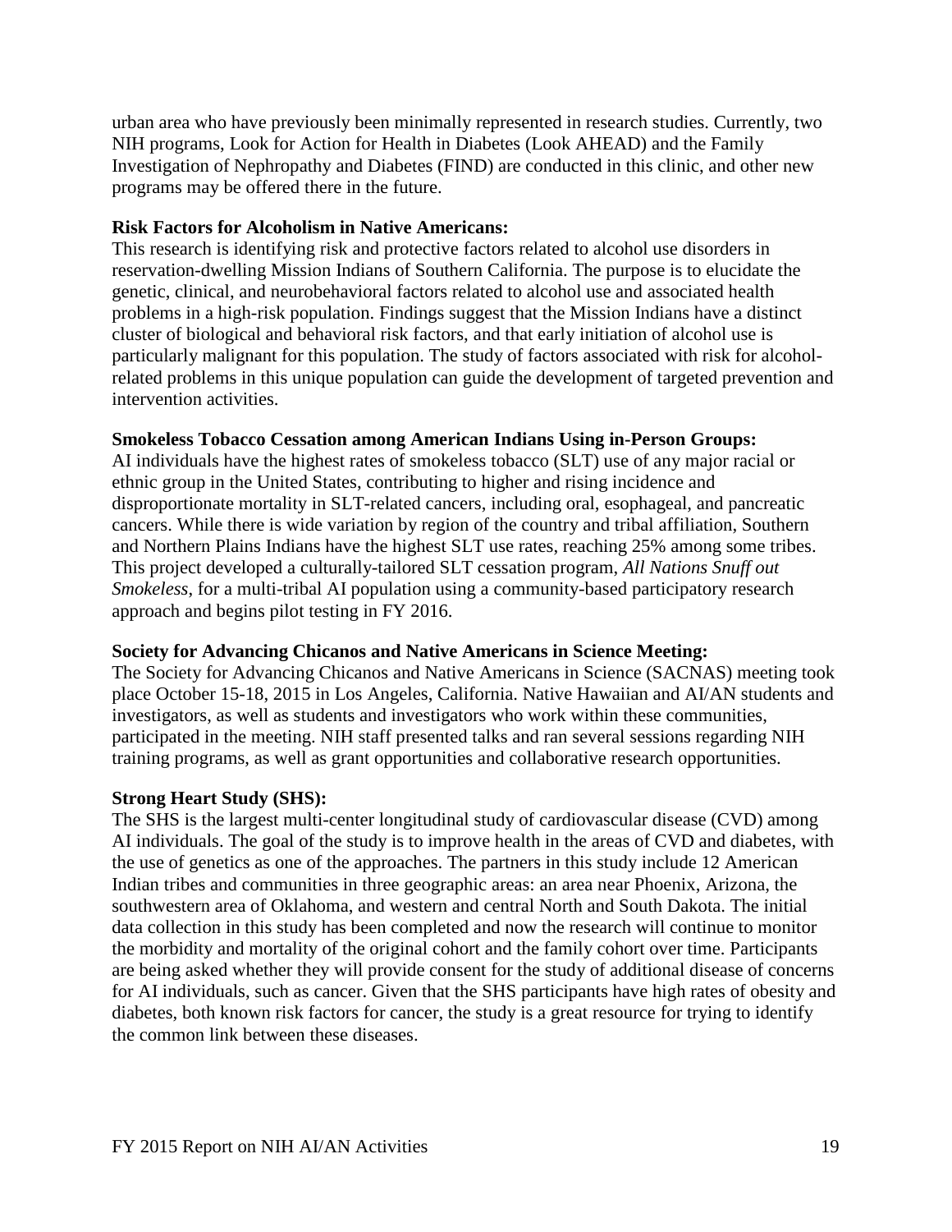urban area who have previously been minimally represented in research studies. Currently, two NIH programs, Look for Action for Health in Diabetes (Look AHEAD) and the Family Investigation of Nephropathy and Diabetes (FIND) are conducted in this clinic, and other new programs may be offered there in the future.

**Risk Factors for Alcoholism in Native Americans:**
This research is identifying risk and protective factors related to alcohol use disorders in reservation-dwelling Mission Indians of Southern California. The purpose is to elucidate the genetic, clinical, and neurobehavioral factors related to alcohol use and associated health problems in a high-risk population. Findings suggest that the Mission Indians have a distinct cluster of biological and behavioral risk factors, and that early initiation of alcohol use is particularly malignant for this population. The study of factors associated with risk for alcohol-related problems in this unique population can guide the development of targeted prevention and intervention activities.

**Smokeless Tobacco Cessation among American Indians Using in-Person Groups:**
AI individuals have the highest rates of smokeless tobacco (SLT) use of any major racial or ethnic group in the United States, contributing to higher and rising incidence and disproportionate mortality in SLT-related cancers, including oral, esophageal, and pancreatic cancers. While there is wide variation by region of the country and tribal affiliation, Southern and Northern Plains Indians have the highest SLT use rates, reaching 25% among some tribes. This project developed a culturally-tailored SLT cessation program, *All Nations Snuff out Smokeless*, for a multi-tribal AI population using a community-based participatory research approach and begins pilot testing in FY 2016.

**Society for Advancing Chicanos and Native Americans in Science Meeting:**
The Society for Advancing Chicanos and Native Americans in Science (SACNAS) meeting took place October 15-18, 2015 in Los Angeles, California. Native Hawaiian and AI/AN students and investigators, as well as students and investigators who work within these communities, participated in the meeting. NIH staff presented talks and ran several sessions regarding NIH training programs, as well as grant opportunities and collaborative research opportunities.

**Strong Heart Study (SHS):**
The SHS is the largest multi-center longitudinal study of cardiovascular disease (CVD) among AI individuals. The goal of the study is to improve health in the areas of CVD and diabetes, with the use of genetics as one of the approaches. The partners in this study include 12 American Indian tribes and communities in three geographic areas: an area near Phoenix, Arizona, the southwestern area of Oklahoma, and western and central North and South Dakota. The initial data collection in this study has been completed and now the research will continue to monitor the morbidity and mortality of the original cohort and the family cohort over time. Participants are being asked whether they will provide consent for the study of additional disease of concerns for AI individuals, such as cancer. Given that the SHS participants have high rates of obesity and diabetes, both known risk factors for cancer, the study is a great resource for trying to identify the common link between these diseases.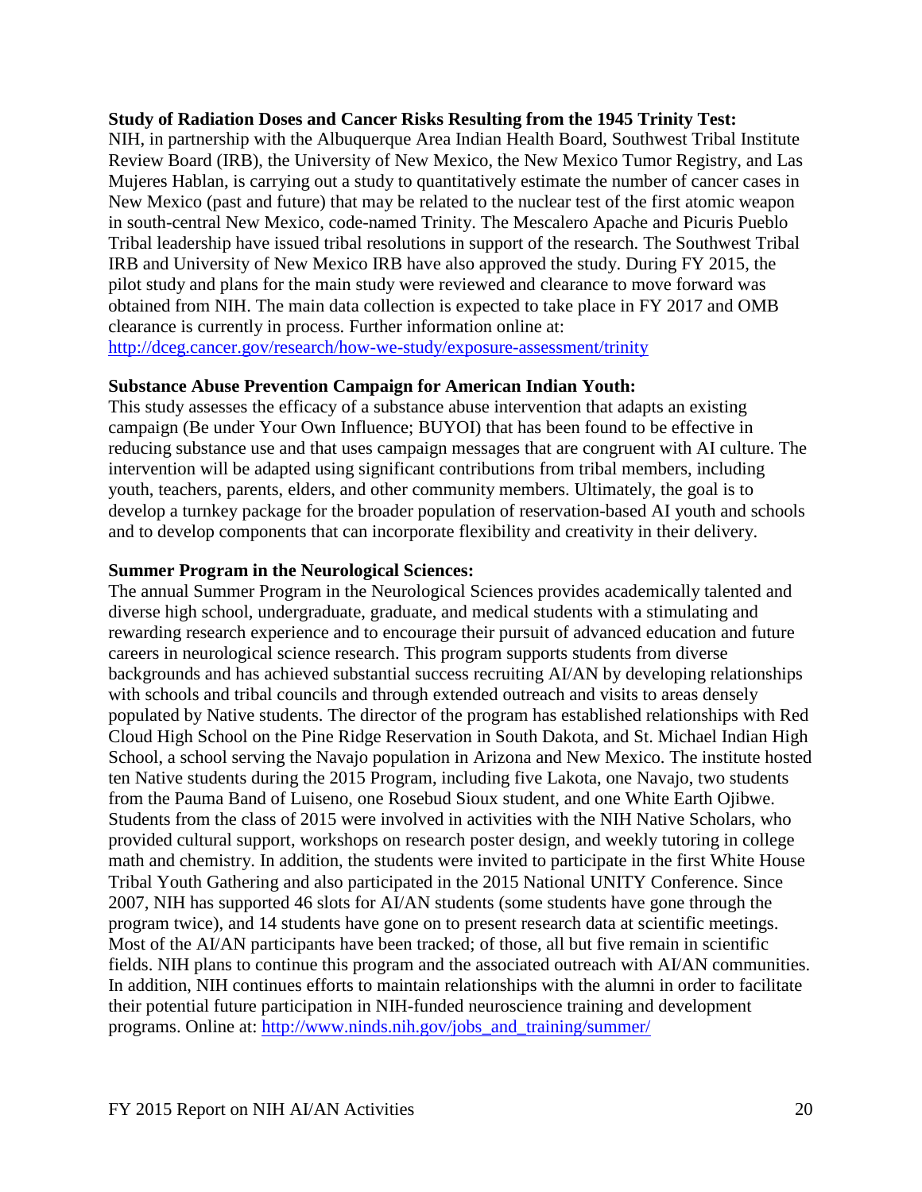**Study of Radiation Doses and Cancer Risks Resulting from the 1945 Trinity Test:** NIH, in partnership with the Albuquerque Area Indian Health Board, Southwest Tribal Institute Review Board (IRB), the University of New Mexico, the New Mexico Tumor Registry, and Las Mujeres Hablan, is carrying out a study to quantitatively estimate the number of cancer cases in New Mexico (past and future) that may be related to the nuclear test of the first atomic weapon in south-central New Mexico, code-named Trinity. The Mescalero Apache and Picuris Pueblo Tribal leadership have issued tribal resolutions in support of the research. The Southwest Tribal IRB and University of New Mexico IRB have also approved the study. During FY 2015, the pilot study and plans for the main study were reviewed and clearance to move forward was obtained from NIH. The main data collection is expected to take place in FY 2017 and OMB clearance is currently in process. Further information online at: http://dceg.cancer.gov/research/how-we-study/exposure-assessment/trinity

**Substance Abuse Prevention Campaign for American Indian Youth:** This study assesses the efficacy of a substance abuse intervention that adapts an existing campaign (Be under Your Own Influence; BUYOI) that has been found to be effective in reducing substance use and that uses campaign messages that are congruent with AI culture. The intervention will be adapted using significant contributions from tribal members, including youth, teachers, parents, elders, and other community members. Ultimately, the goal is to develop a turnkey package for the broader population of reservation-based AI youth and schools and to develop components that can incorporate flexibility and creativity in their delivery.

**Summer Program in the Neurological Sciences:** The annual Summer Program in the Neurological Sciences provides academically talented and diverse high school, undergraduate, graduate, and medical students with a stimulating and rewarding research experience and to encourage their pursuit of advanced education and future careers in neurological science research. This program supports students from diverse backgrounds and has achieved substantial success recruiting AI/AN by developing relationships with schools and tribal councils and through extended outreach and visits to areas densely populated by Native students. The director of the program has established relationships with Red Cloud High School on the Pine Ridge Reservation in South Dakota, and St. Michael Indian High School, a school serving the Navajo population in Arizona and New Mexico. The institute hosted ten Native students during the 2015 Program, including five Lakota, one Navajo, two students from the Pauma Band of Luiseno, one Rosebud Sioux student, and one White Earth Ojibwe. Students from the class of 2015 were involved in activities with the NIH Native Scholars, who provided cultural support, workshops on research poster design, and weekly tutoring in college math and chemistry. In addition, the students were invited to participate in the first White House Tribal Youth Gathering and also participated in the 2015 National UNITY Conference. Since 2007, NIH has supported 46 slots for AI/AN students (some students have gone through the program twice), and 14 students have gone on to present research data at scientific meetings. Most of the AI/AN participants have been tracked; of those, all but five remain in scientific fields. NIH plans to continue this program and the associated outreach with AI/AN communities. In addition, NIH continues efforts to maintain relationships with the alumni in order to facilitate their potential future participation in NIH-funded neuroscience training and development programs. Online at: http://www.ninds.nih.gov/jobs_and_training/summer/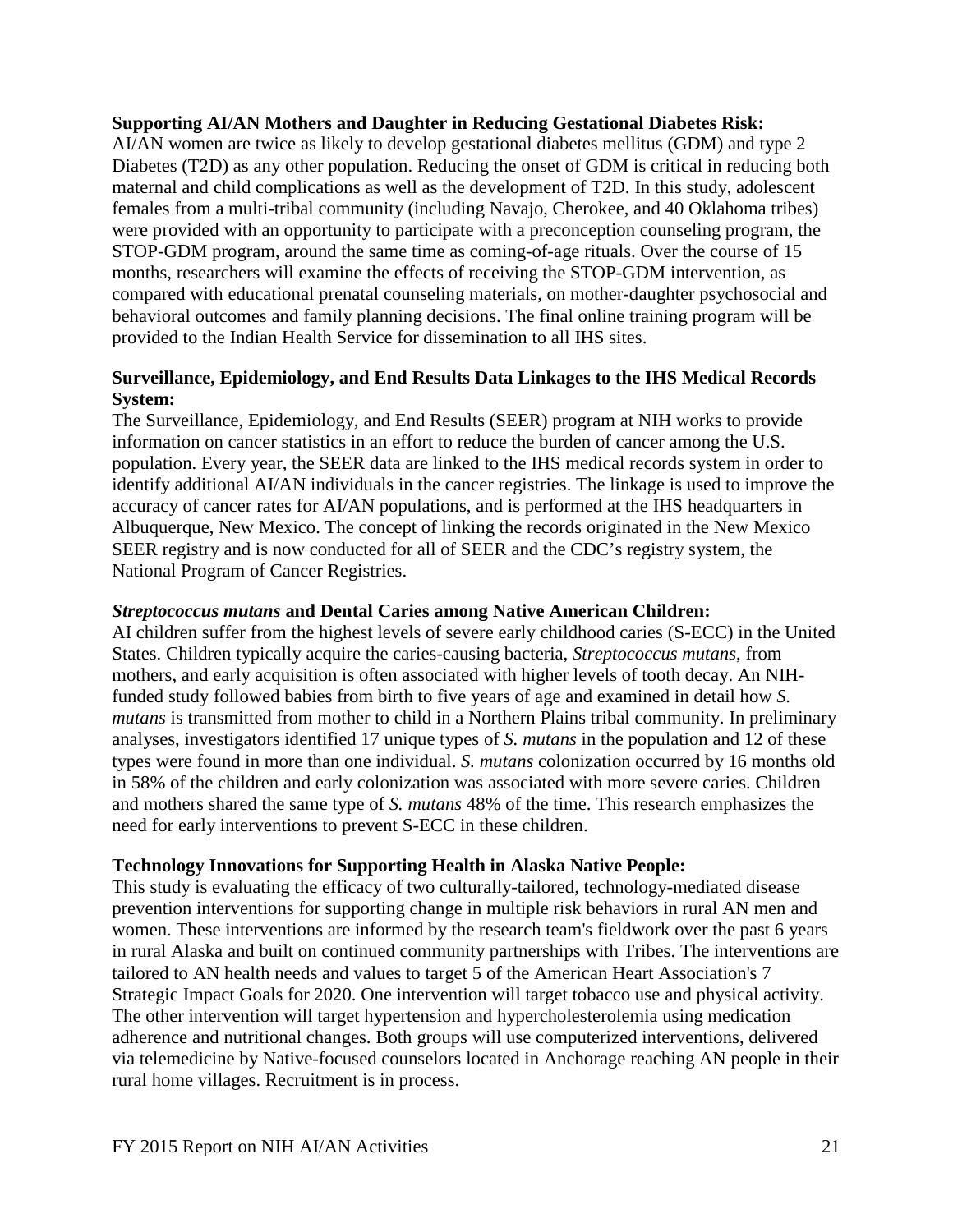**Supporting AI/AN Mothers and Daughter in Reducing Gestational Diabetes Risk:**
AI/AN women are twice as likely to develop gestational diabetes mellitus (GDM) and type 2 Diabetes (T2D) as any other population. Reducing the onset of GDM is critical in reducing both maternal and child complications as well as the development of T2D. In this study, adolescent females from a multi-tribal community (including Navajo, Cherokee, and 40 Oklahoma tribes) were provided with an opportunity to participate with a preconception counseling program, the STOP-GDM program, around the same time as coming-of-age rituals. Over the course of 15 months, researchers will examine the effects of receiving the STOP-GDM intervention, as compared with educational prenatal counseling materials, on mother-daughter psychosocial and behavioral outcomes and family planning decisions. The final online training program will be provided to the Indian Health Service for dissemination to all IHS sites.

**Surveillance, Epidemiology, and End Results Data Linkages to the IHS Medical Records System:**
The Surveillance, Epidemiology, and End Results (SEER) program at NIH works to provide information on cancer statistics in an effort to reduce the burden of cancer among the U.S. population. Every year, the SEER data are linked to the IHS medical records system in order to identify additional AI/AN individuals in the cancer registries. The linkage is used to improve the accuracy of cancer rates for AI/AN populations, and is performed at the IHS headquarters in Albuquerque, New Mexico. The concept of linking the records originated in the New Mexico SEER registry and is now conducted for all of SEER and the CDC's registry system, the National Program of Cancer Registries.

***Streptococcus mutans* and Dental Caries among Native American Children:**
AI children suffer from the highest levels of severe early childhood caries (S-ECC) in the United States. Children typically acquire the caries-causing bacteria, *Streptococcus mutans*, from mothers, and early acquisition is often associated with higher levels of tooth decay. An NIH-funded study followed babies from birth to five years of age and examined in detail how *S. mutans* is transmitted from mother to child in a Northern Plains tribal community. In preliminary analyses, investigators identified 17 unique types of *S. mutans* in the population and 12 of these types were found in more than one individual. *S. mutans* colonization occurred by 16 months old in 58% of the children and early colonization was associated with more severe caries. Children and mothers shared the same type of *S. mutans* 48% of the time. This research emphasizes the need for early interventions to prevent S-ECC in these children.

**Technology Innovations for Supporting Health in Alaska Native People:**
This study is evaluating the efficacy of two culturally-tailored, technology-mediated disease prevention interventions for supporting change in multiple risk behaviors in rural AN men and women. These interventions are informed by the research team's fieldwork over the past 6 years in rural Alaska and built on continued community partnerships with Tribes. The interventions are tailored to AN health needs and values to target 5 of the American Heart Association's 7 Strategic Impact Goals for 2020. One intervention will target tobacco use and physical activity. The other intervention will target hypertension and hypercholesterolemia using medication adherence and nutritional changes. Both groups will use computerized interventions, delivered via telemedicine by Native-focused counselors located in Anchorage reaching AN people in their rural home villages. Recruitment is in process.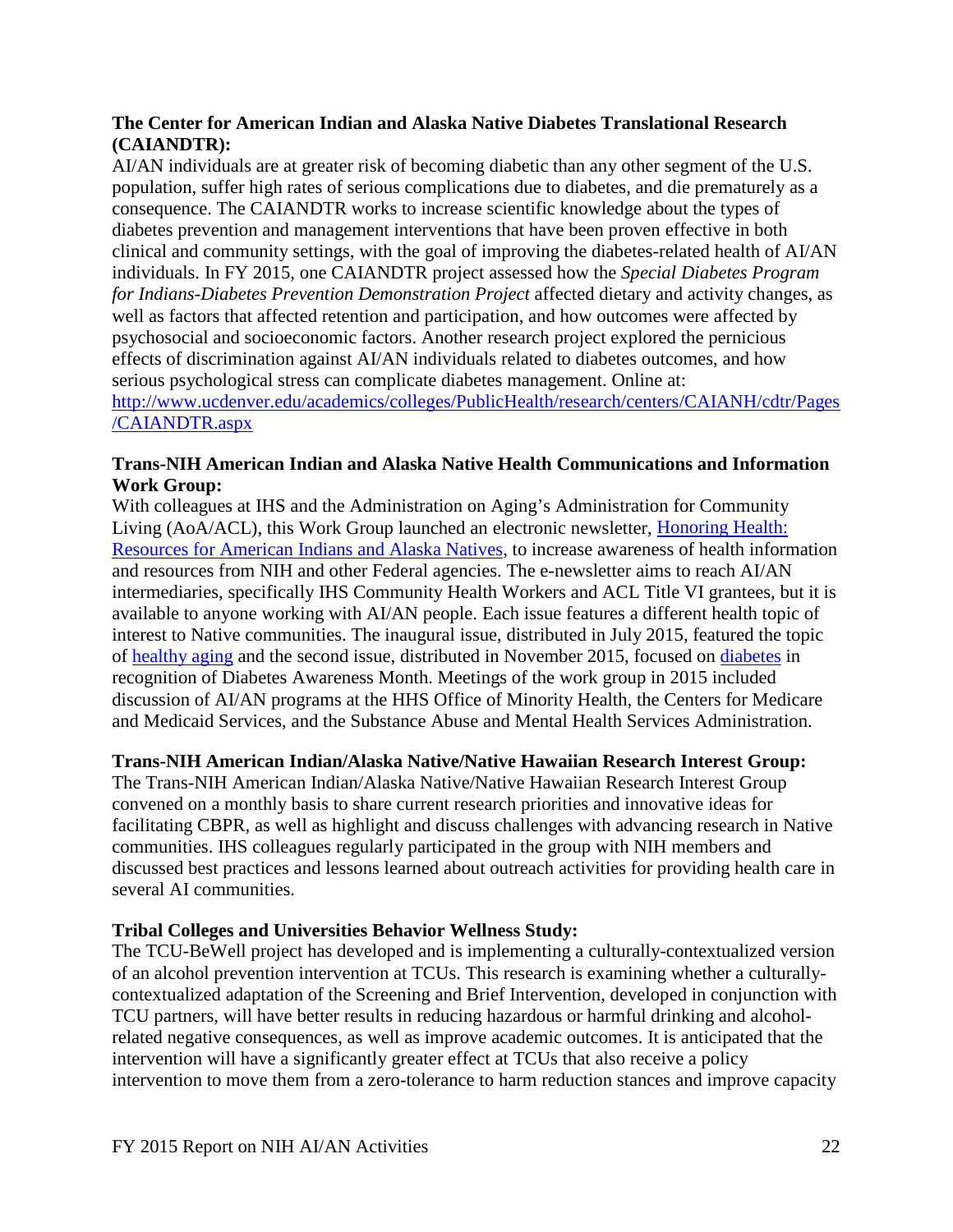**The Center for American Indian and Alaska Native Diabetes Translational Research (CAIANDTR):**

AI/AN individuals are at greater risk of becoming diabetic than any other segment of the U.S. population, suffer high rates of serious complications due to diabetes, and die prematurely as a consequence. The CAIANDTR works to increase scientific knowledge about the types of diabetes prevention and management interventions that have been proven effective in both clinical and community settings, with the goal of improving the diabetes-related health of AI/AN individuals. In FY 2015, one CAIANDTR project assessed how the *Special Diabetes Program for Indians-Diabetes Prevention Demonstration Project* affected dietary and activity changes, as well as factors that affected retention and participation, and how outcomes were affected by psychosocial and socioeconomic factors. Another research project explored the pernicious effects of discrimination against AI/AN individuals related to diabetes outcomes, and how serious psychological stress can complicate diabetes management. Online at: [http://www.ucdenver.edu/academics/colleges/PublicHealth/research/centers/CAIANH/cdtr/Pages/CAIANDTR.aspx](http://www.ucdenver.edu/academics/colleges/PublicHealth/research/centers/CAIANH/cdtr/Pages/CAIANDTR.aspx)

**Trans-NIH American Indian and Alaska Native Health Communications and Information Work Group:**

With colleagues at IHS and the Administration on Aging's Administration for Community Living (AoA/ACL), this Work Group launched an electronic newsletter, Honoring Health: Resources for American Indians and Alaska Natives, to increase awareness of health information and resources from NIH and other Federal agencies. The e-newsletter aims to reach AI/AN intermediaries, specifically IHS Community Health Workers and ACL Title VI grantees, but it is available to anyone working with AI/AN people. Each issue features a different health topic of interest to Native communities. The inaugural issue, distributed in July 2015, featured the topic of healthy aging and the second issue, distributed in November 2015, focused on diabetes in recognition of Diabetes Awareness Month. Meetings of the work group in 2015 included discussion of AI/AN programs at the HHS Office of Minority Health, the Centers for Medicare and Medicaid Services, and the Substance Abuse and Mental Health Services Administration.

**Trans-NIH American Indian/Alaska Native/Native Hawaiian Research Interest Group:**

The Trans-NIH American Indian/Alaska Native/Native Hawaiian Research Interest Group convened on a monthly basis to share current research priorities and innovative ideas for facilitating CBPR, as well as highlight and discuss challenges with advancing research in Native communities. IHS colleagues regularly participated in the group with NIH members and discussed best practices and lessons learned about outreach activities for providing health care in several AI communities.

**Tribal Colleges and Universities Behavior Wellness Study:**

The TCU-BeWell project has developed and is implementing a culturally-contextualized version of an alcohol prevention intervention at TCUs. This research is examining whether a culturally-contextualized adaptation of the Screening and Brief Intervention, developed in conjunction with TCU partners, will have better results in reducing hazardous or harmful drinking and alcohol-related negative consequences, as well as improve academic outcomes. It is anticipated that the intervention will have a significantly greater effect at TCUs that also receive a policy intervention to move them from a zero-tolerance to harm reduction stances and improve capacity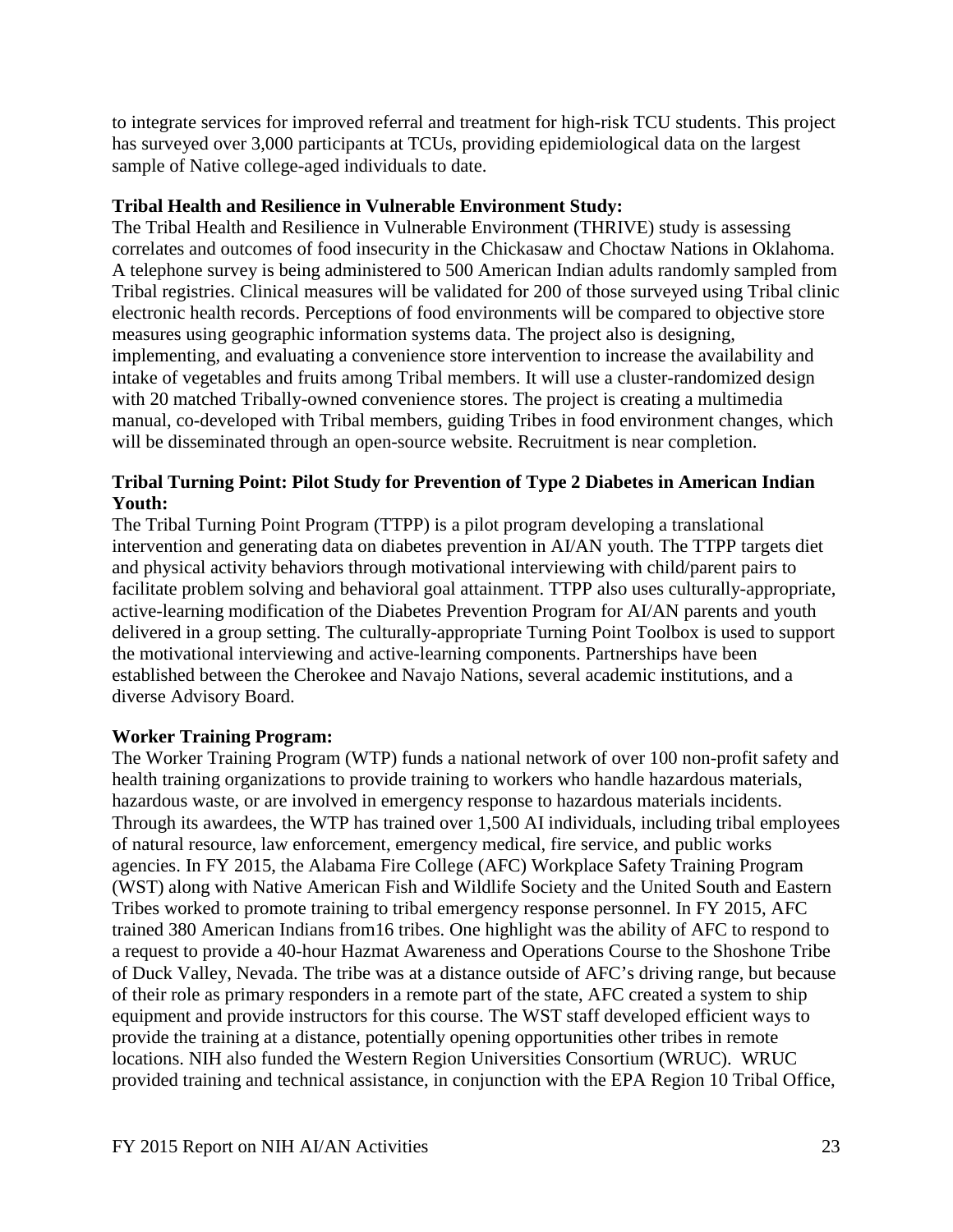to integrate services for improved referral and treatment for high-risk TCU students. This project has surveyed over 3,000 participants at TCUs, providing epidemiological data on the largest sample of Native college-aged individuals to date.

**Tribal Health and Resilience in Vulnerable Environment Study:**

The Tribal Health and Resilience in Vulnerable Environment (THRIVE) study is assessing correlates and outcomes of food insecurity in the Chickasaw and Choctaw Nations in Oklahoma. A telephone survey is being administered to 500 American Indian adults randomly sampled from Tribal registries. Clinical measures will be validated for 200 of those surveyed using Tribal clinic electronic health records. Perceptions of food environments will be compared to objective store measures using geographic information systems data. The project also is designing, implementing, and evaluating a convenience store intervention to increase the availability and intake of vegetables and fruits among Tribal members. It will use a cluster-randomized design with 20 matched Tribally-owned convenience stores. The project is creating a multimedia manual, co-developed with Tribal members, guiding Tribes in food environment changes, which will be disseminated through an open-source website. Recruitment is near completion.

**Tribal Turning Point: Pilot Study for Prevention of Type 2 Diabetes in American Indian Youth:**

The Tribal Turning Point Program (TTPP) is a pilot program developing a translational intervention and generating data on diabetes prevention in AI/AN youth. The TTPP targets diet and physical activity behaviors through motivational interviewing with child/parent pairs to facilitate problem solving and behavioral goal attainment. TTPP also uses culturally-appropriate, active-learning modification of the Diabetes Prevention Program for AI/AN parents and youth delivered in a group setting. The culturally-appropriate Turning Point Toolbox is used to support the motivational interviewing and active-learning components. Partnerships have been established between the Cherokee and Navajo Nations, several academic institutions, and a diverse Advisory Board.

**Worker Training Program:**

The Worker Training Program (WTP) funds a national network of over 100 non-profit safety and health training organizations to provide training to workers who handle hazardous materials, hazardous waste, or are involved in emergency response to hazardous materials incidents. Through its awardees, the WTP has trained over 1,500 AI individuals, including tribal employees of natural resource, law enforcement, emergency medical, fire service, and public works agencies. In FY 2015, the Alabama Fire College (AFC) Workplace Safety Training Program (WST) along with Native American Fish and Wildlife Society and the United South and Eastern Tribes worked to promote training to tribal emergency response personnel. In FY 2015, AFC trained 380 American Indians from16 tribes. One highlight was the ability of AFC to respond to a request to provide a 40-hour Hazmat Awareness and Operations Course to the Shoshone Tribe of Duck Valley, Nevada. The tribe was at a distance outside of AFC's driving range, but because of their role as primary responders in a remote part of the state, AFC created a system to ship equipment and provide instructors for this course. The WST staff developed efficient ways to provide the training at a distance, potentially opening opportunities other tribes in remote locations. NIH also funded the Western Region Universities Consortium (WRUC). WRUC provided training and technical assistance, in conjunction with the EPA Region 10 Tribal Office,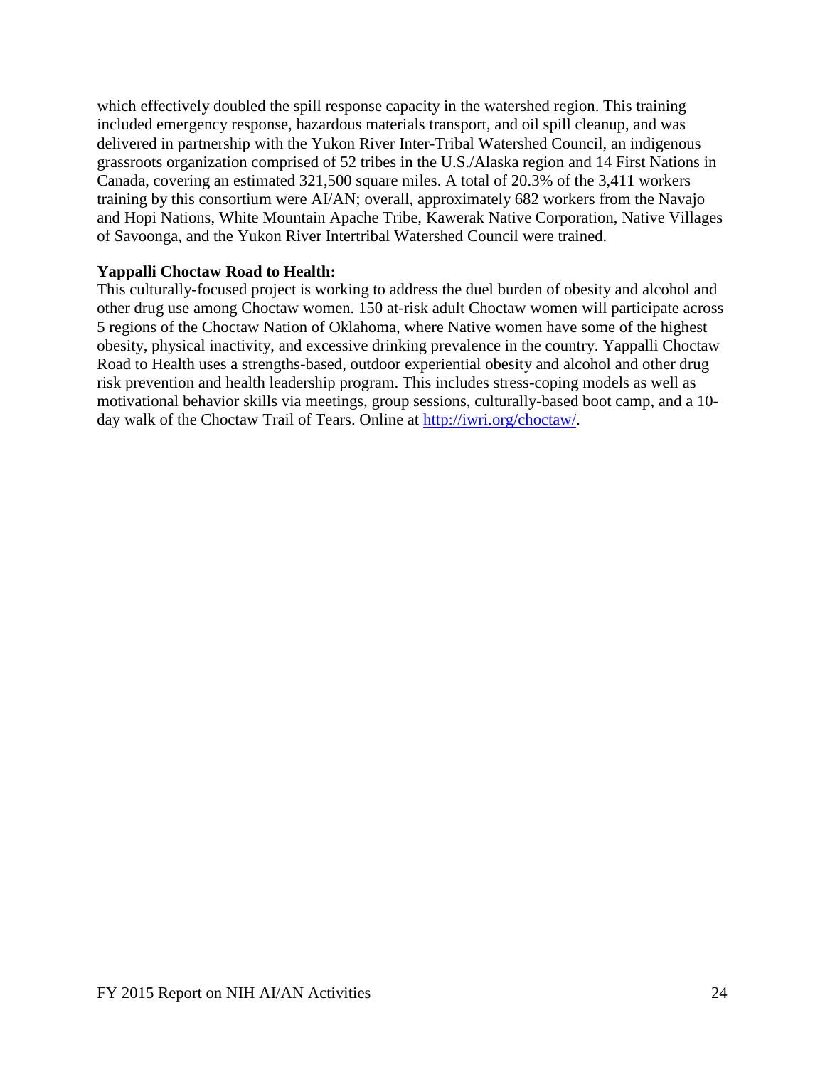which effectively doubled the spill response capacity in the watershed region. This training included emergency response, hazardous materials transport, and oil spill cleanup, and was delivered in partnership with the Yukon River Inter-Tribal Watershed Council, an indigenous grassroots organization comprised of 52 tribes in the U.S./Alaska region and 14 First Nations in Canada, covering an estimated 321,500 square miles. A total of 20.3% of the 3,411 workers training by this consortium were AI/AN; overall, approximately 682 workers from the Navajo and Hopi Nations, White Mountain Apache Tribe, Kawerak Native Corporation, Native Villages of Savoonga, and the Yukon River Intertribal Watershed Council were trained.

**Yappalli Choctaw Road to Health:**

This culturally-focused project is working to address the duel burden of obesity and alcohol and other drug use among Choctaw women. 150 at-risk adult Choctaw women will participate across 5 regions of the Choctaw Nation of Oklahoma, where Native women have some of the highest obesity, physical inactivity, and excessive drinking prevalence in the country. Yappalli Choctaw Road to Health uses a strengths-based, outdoor experiential obesity and alcohol and other drug risk prevention and health leadership program. This includes stress-coping models as well as motivational behavior skills via meetings, group sessions, culturally-based boot camp, and a 10-day walk of the Choctaw Trail of Tears. Online at [http://iwri.org/choctaw/](http://iwri.org/choctaw/).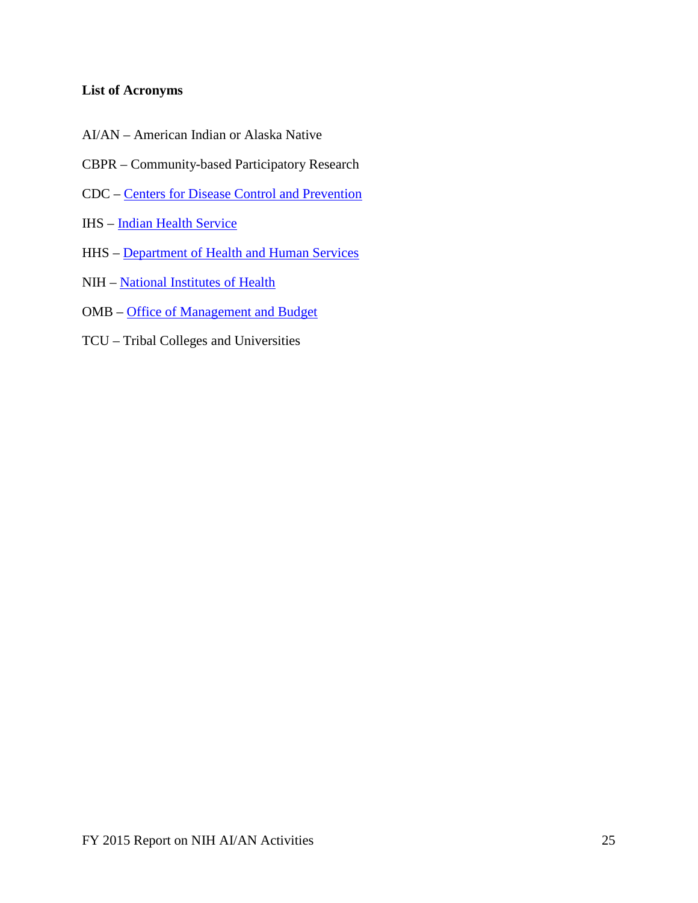**List of Acronyms**

AI/AN – American Indian or Alaska Native

CBPR – Community-based Participatory Research

CDC – Centers for Disease Control and Prevention

IHS – Indian Health Service

HHS – Department of Health and Human Services

NIH – National Institutes of Health

OMB – Office of Management and Budget

TCU – Tribal Colleges and Universities